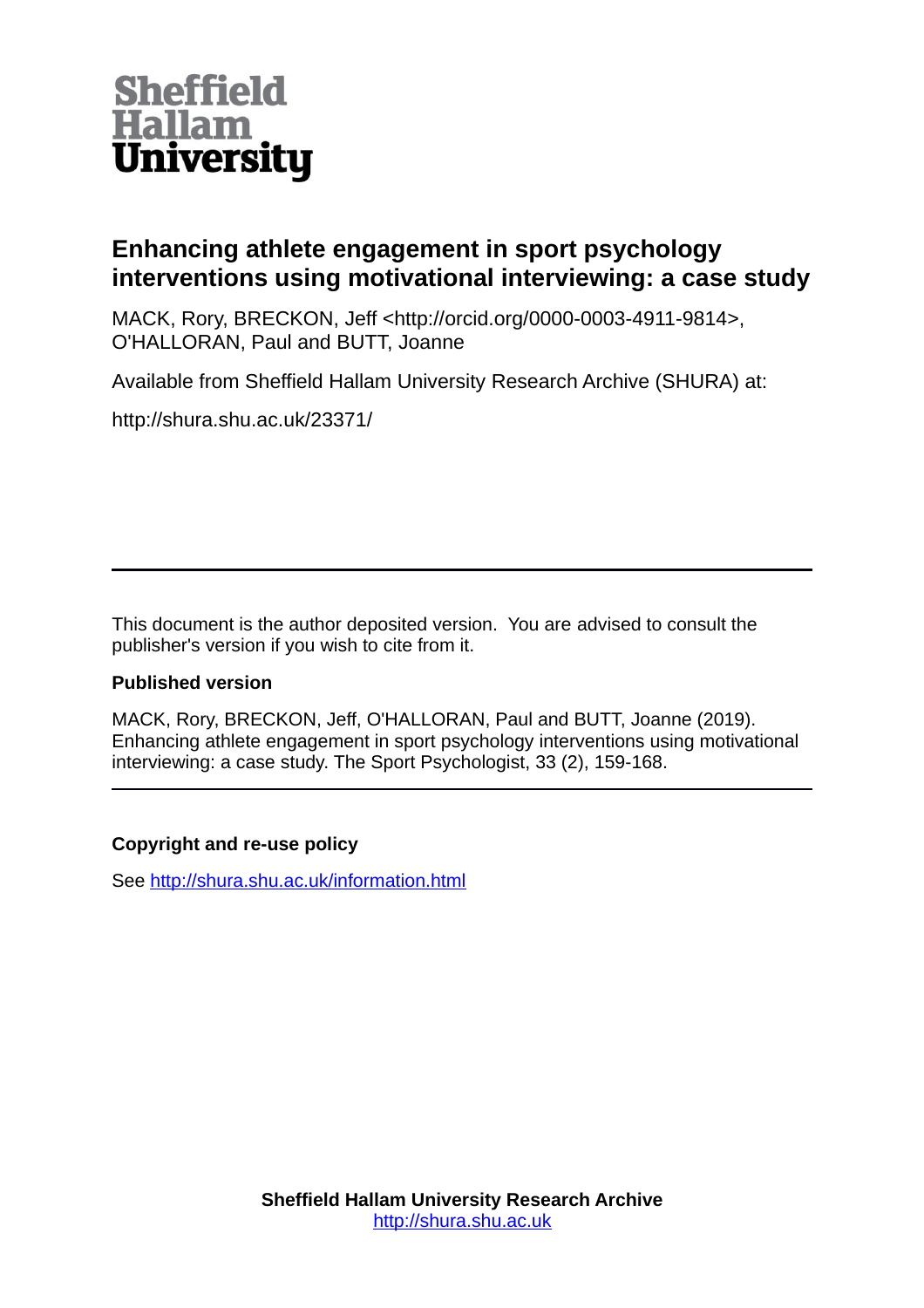Sheffield Hallam University

# Enhancing athlete engagement in sport psychology interventions using motivational interviewing: a case study

MACK, Rory, BRECKON, Jeff <http://orcid.org/0000-0003-4911-9814>, O'HALLORAN, Paul and BUTT, Joanne

Available from Sheffield Hallam University Research Archive (SHURA) at:

http://shura.shu.ac.uk/23371/

---

This document is the author deposited version. You are advised to consult the publisher's version if you wish to cite from it.

**Published version**

MACK, Rory, BRECKON, Jeff, O'HALLORAN, Paul and BUTT, Joanne (2019). Enhancing athlete engagement in sport psychology interventions using motivational interviewing: a case study. The Sport Psychologist, 33 (2), 159-168.

---

**Copyright and re-use policy**

See http://shura.shu.ac.uk/information.html

**Sheffield Hallam University Research Archive**
http://shura.shu.ac.uk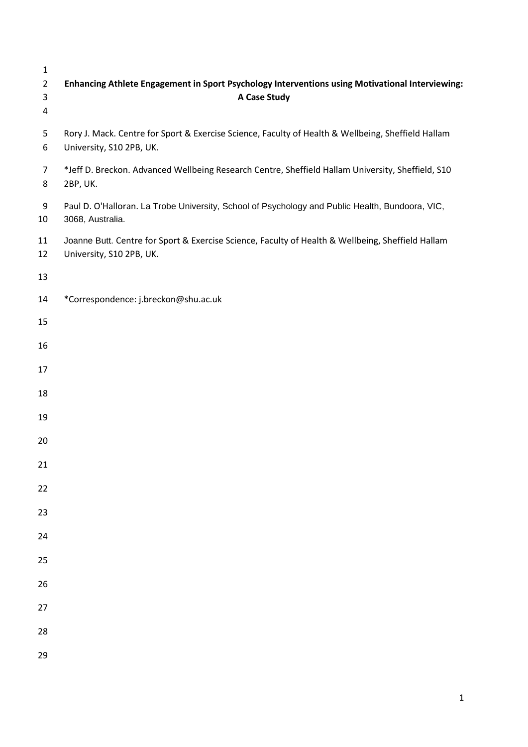# Enhancing Athlete Engagement in Sport Psychology Interventions using Motivational Interviewing: A Case Study

Rory J. Mack. Centre for Sport & Exercise Science, Faculty of Health & Wellbeing, Sheffield Hallam University, S10 2PB, UK.

*Jeff D. Breckon. Advanced Wellbeing Research Centre, Sheffield Hallam University, Sheffield, S10 2BP, UK.

Paul D. O'Halloran. La Trobe University, School of Psychology and Public Health, Bundoora, VIC, 3068, Australia.

Joanne Butt. Centre for Sport & Exercise Science, Faculty of Health & Wellbeing, Sheffield Hallam University, S10 2PB, UK.

*Correspondence: j.breckon@shu.ac.uk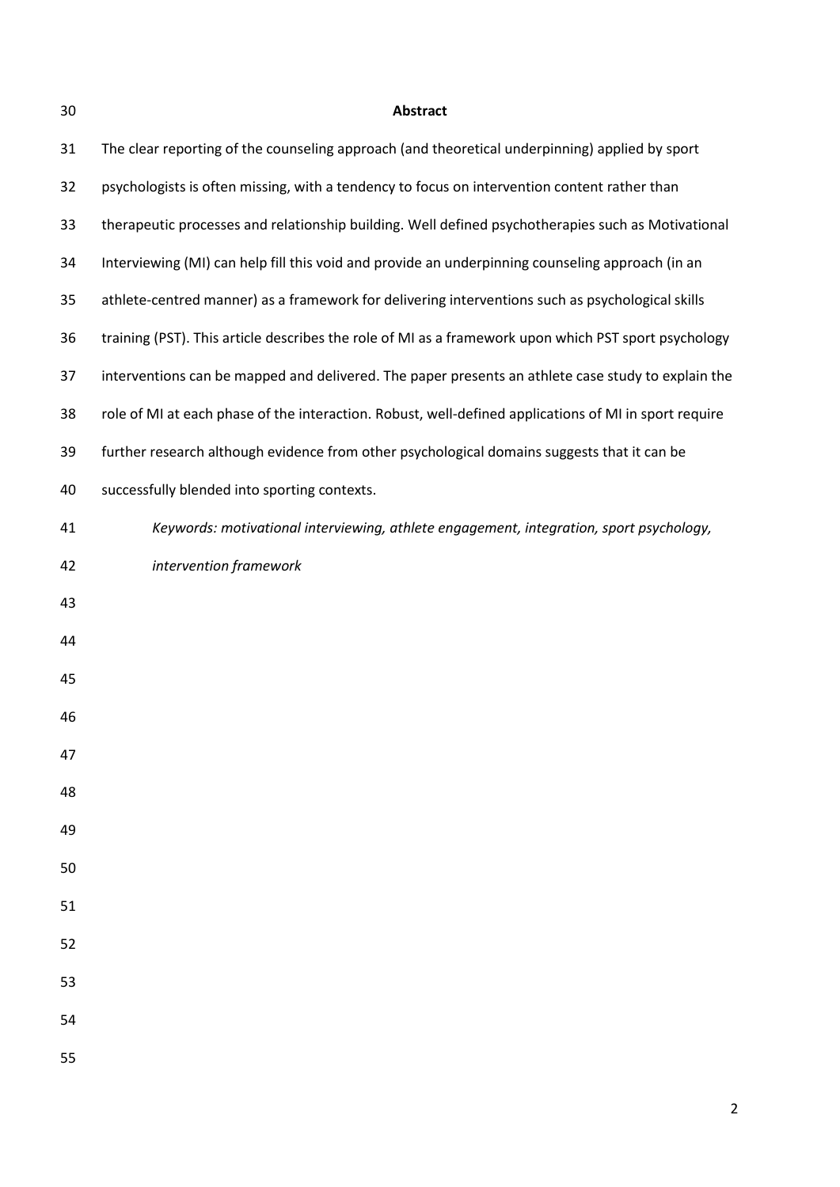## Abstract

The clear reporting of the counseling approach (and theoretical underpinning) applied by sport psychologists is often missing, with a tendency to focus on intervention content rather than therapeutic processes and relationship building. Well defined psychotherapies such as Motivational Interviewing (MI) can help fill this void and provide an underpinning counseling approach (in an athlete-centred manner) as a framework for delivering interventions such as psychological skills training (PST). This article describes the role of MI as a framework upon which PST sport psychology interventions can be mapped and delivered. The paper presents an athlete case study to explain the role of MI at each phase of the interaction. Robust, well-defined applications of MI in sport require further research although evidence from other psychological domains suggests that it can be successfully blended into sporting contexts.

*Keywords: motivational interviewing, athlete engagement, integration, sport psychology, intervention framework*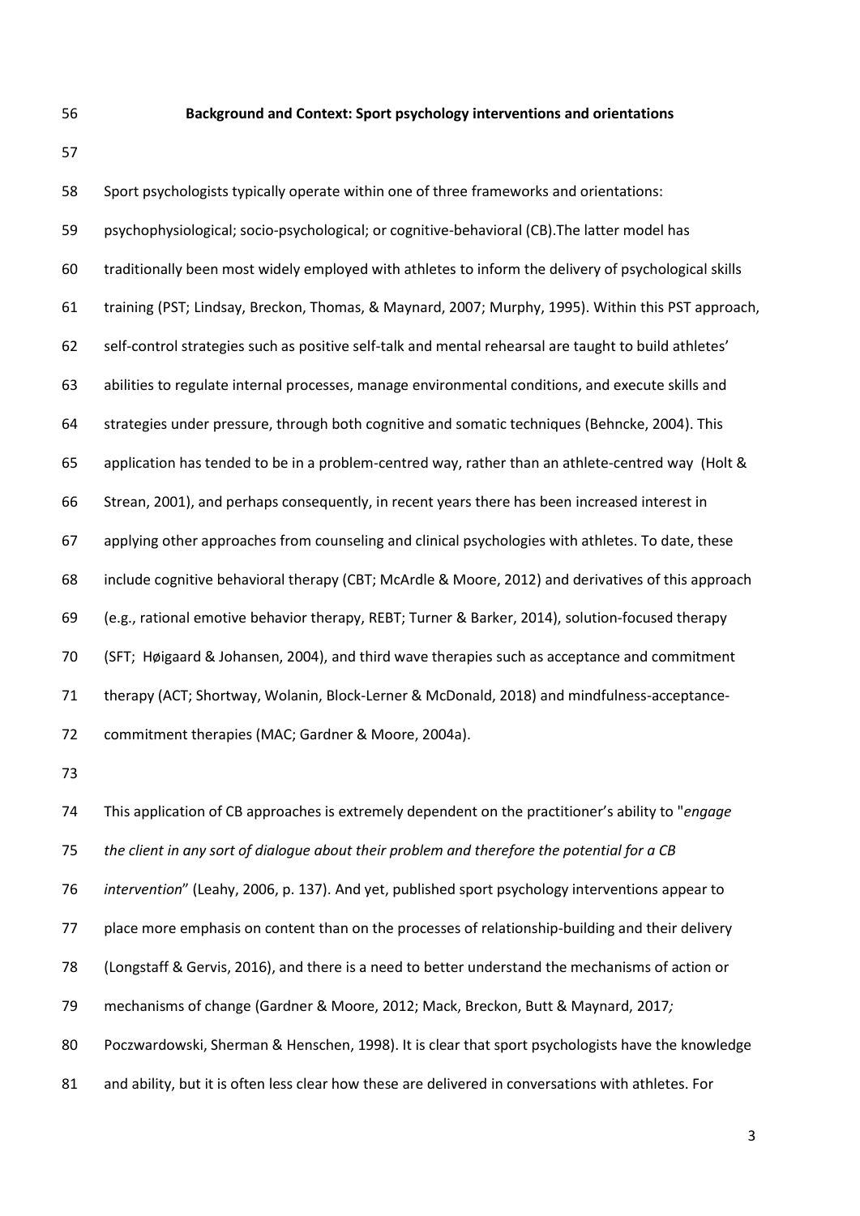**Background and Context: Sport psychology interventions and orientations**

Sport psychologists typically operate within one of three frameworks and orientations: psychophysiological; socio-psychological; or cognitive-behavioral (CB).The latter model has traditionally been most widely employed with athletes to inform the delivery of psychological skills training (PST; Lindsay, Breckon, Thomas, & Maynard, 2007; Murphy, 1995). Within this PST approach, self-control strategies such as positive self-talk and mental rehearsal are taught to build athletes' abilities to regulate internal processes, manage environmental conditions, and execute skills and strategies under pressure, through both cognitive and somatic techniques (Behncke, 2004). This application has tended to be in a problem-centred way, rather than an athlete-centred way (Holt & Strean, 2001), and perhaps consequently, in recent years there has been increased interest in applying other approaches from counseling and clinical psychologies with athletes. To date, these include cognitive behavioral therapy (CBT; McArdle & Moore, 2012) and derivatives of this approach (e.g., rational emotive behavior therapy, REBT; Turner & Barker, 2014), solution-focused therapy (SFT; Høigaard & Johansen, 2004), and third wave therapies such as acceptance and commitment therapy (ACT; Shortway, Wolanin, Block-Lerner & McDonald, 2018) and mindfulness-acceptance-commitment therapies (MAC; Gardner & Moore, 2004a).

This application of CB approaches is extremely dependent on the practitioner's ability to "*engage the client in any sort of dialogue about their problem and therefore the potential for a CB intervention*" (Leahy, 2006, p. 137). And yet, published sport psychology interventions appear to place more emphasis on content than on the processes of relationship-building and their delivery (Longstaff & Gervis, 2016), and there is a need to better understand the mechanisms of action or mechanisms of change (Gardner & Moore, 2012; Mack, Breckon, Butt & Maynard, 2017*;* Poczwardowski, Sherman & Henschen, 1998). It is clear that sport psychologists have the knowledge and ability, but it is often less clear how these are delivered in conversations with athletes. For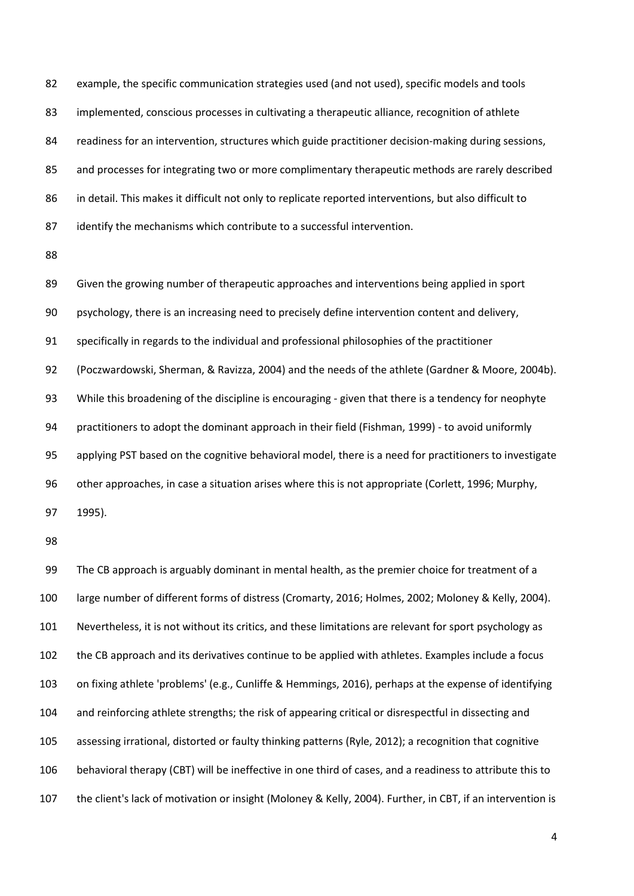example, the specific communication strategies used (and not used), specific models and tools implemented, conscious processes in cultivating a therapeutic alliance, recognition of athlete readiness for an intervention, structures which guide practitioner decision-making during sessions, and processes for integrating two or more complimentary therapeutic methods are rarely described in detail. This makes it difficult not only to replicate reported interventions, but also difficult to identify the mechanisms which contribute to a successful intervention.

Given the growing number of therapeutic approaches and interventions being applied in sport psychology, there is an increasing need to precisely define intervention content and delivery, specifically in regards to the individual and professional philosophies of the practitioner (Poczwardowski, Sherman, & Ravizza, 2004) and the needs of the athlete (Gardner & Moore, 2004b). While this broadening of the discipline is encouraging - given that there is a tendency for neophyte practitioners to adopt the dominant approach in their field (Fishman, 1999) - to avoid uniformly applying PST based on the cognitive behavioral model, there is a need for practitioners to investigate other approaches, in case a situation arises where this is not appropriate (Corlett, 1996; Murphy, 1995).

The CB approach is arguably dominant in mental health, as the premier choice for treatment of a large number of different forms of distress (Cromarty, 2016; Holmes, 2002; Moloney & Kelly, 2004). Nevertheless, it is not without its critics, and these limitations are relevant for sport psychology as the CB approach and its derivatives continue to be applied with athletes. Examples include a focus on fixing athlete 'problems' (e.g., Cunliffe & Hemmings, 2016), perhaps at the expense of identifying and reinforcing athlete strengths; the risk of appearing critical or disrespectful in dissecting and assessing irrational, distorted or faulty thinking patterns (Ryle, 2012); a recognition that cognitive behavioral therapy (CBT) will be ineffective in one third of cases, and a readiness to attribute this to the client's lack of motivation or insight (Moloney & Kelly, 2004). Further, in CBT, if an intervention is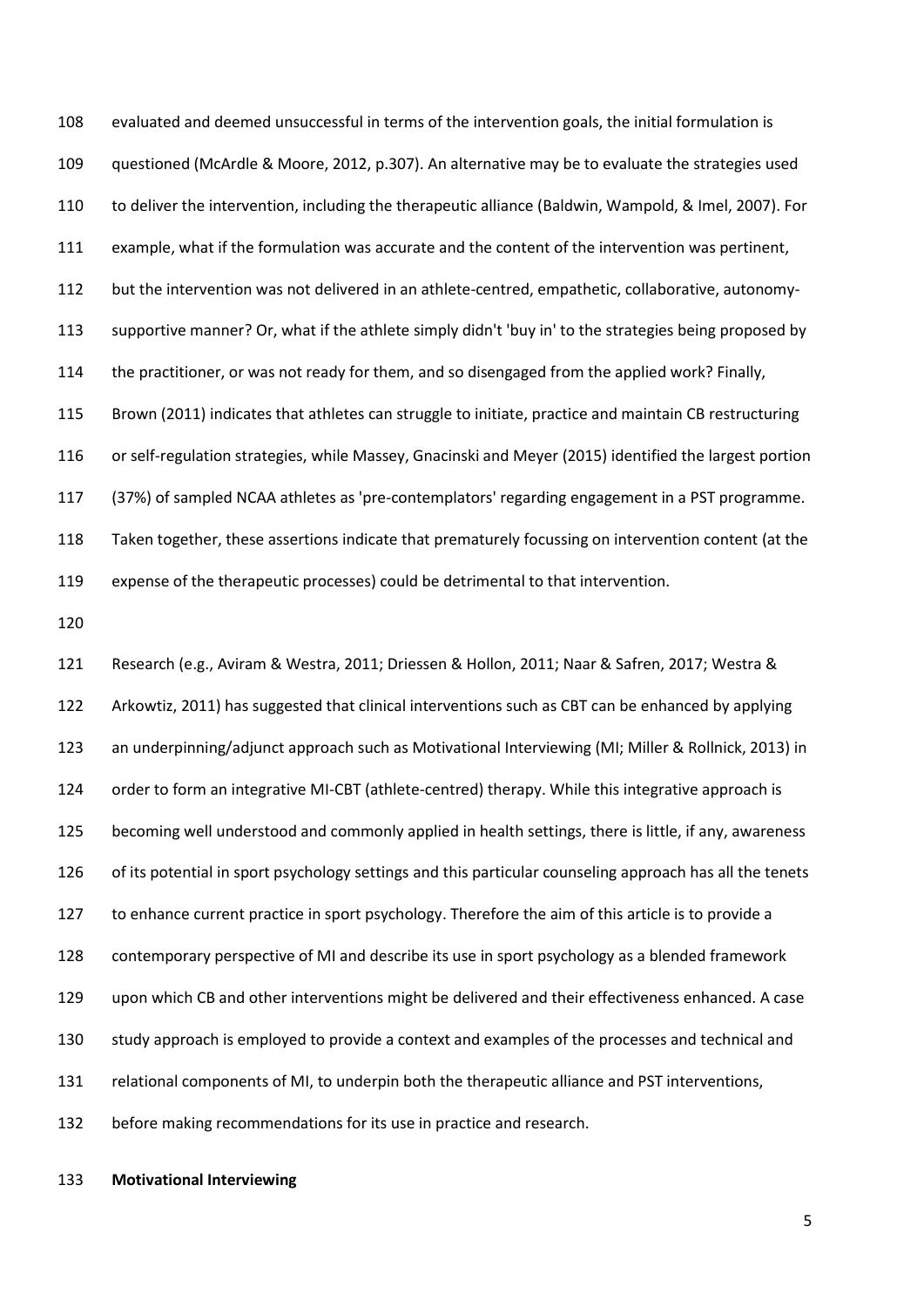evaluated and deemed unsuccessful in terms of the intervention goals, the initial formulation is questioned (McArdle & Moore, 2012, p.307). An alternative may be to evaluate the strategies used to deliver the intervention, including the therapeutic alliance (Baldwin, Wampold, & Imel, 2007). For example, what if the formulation was accurate and the content of the intervention was pertinent, but the intervention was not delivered in an athlete-centred, empathetic, collaborative, autonomy-supportive manner? Or, what if the athlete simply didn't 'buy in' to the strategies being proposed by the practitioner, or was not ready for them, and so disengaged from the applied work? Finally, Brown (2011) indicates that athletes can struggle to initiate, practice and maintain CB restructuring or self-regulation strategies, while Massey, Gnacinski and Meyer (2015) identified the largest portion (37%) of sampled NCAA athletes as 'pre-contemplators' regarding engagement in a PST programme. Taken together, these assertions indicate that prematurely focussing on intervention content (at the expense of the therapeutic processes) could be detrimental to that intervention.

Research (e.g., Aviram & Westra, 2011; Driessen & Hollon, 2011; Naar & Safren, 2017; Westra & Arkowtiz, 2011) has suggested that clinical interventions such as CBT can be enhanced by applying an underpinning/adjunct approach such as Motivational Interviewing (MI; Miller & Rollnick, 2013) in order to form an integrative MI-CBT (athlete-centred) therapy. While this integrative approach is becoming well understood and commonly applied in health settings, there is little, if any, awareness of its potential in sport psychology settings and this particular counseling approach has all the tenets to enhance current practice in sport psychology. Therefore the aim of this article is to provide a contemporary perspective of MI and describe its use in sport psychology as a blended framework upon which CB and other interventions might be delivered and their effectiveness enhanced. A case study approach is employed to provide a context and examples of the processes and technical and relational components of MI, to underpin both the therapeutic alliance and PST interventions, before making recommendations for its use in practice and research.

## Motivational Interviewing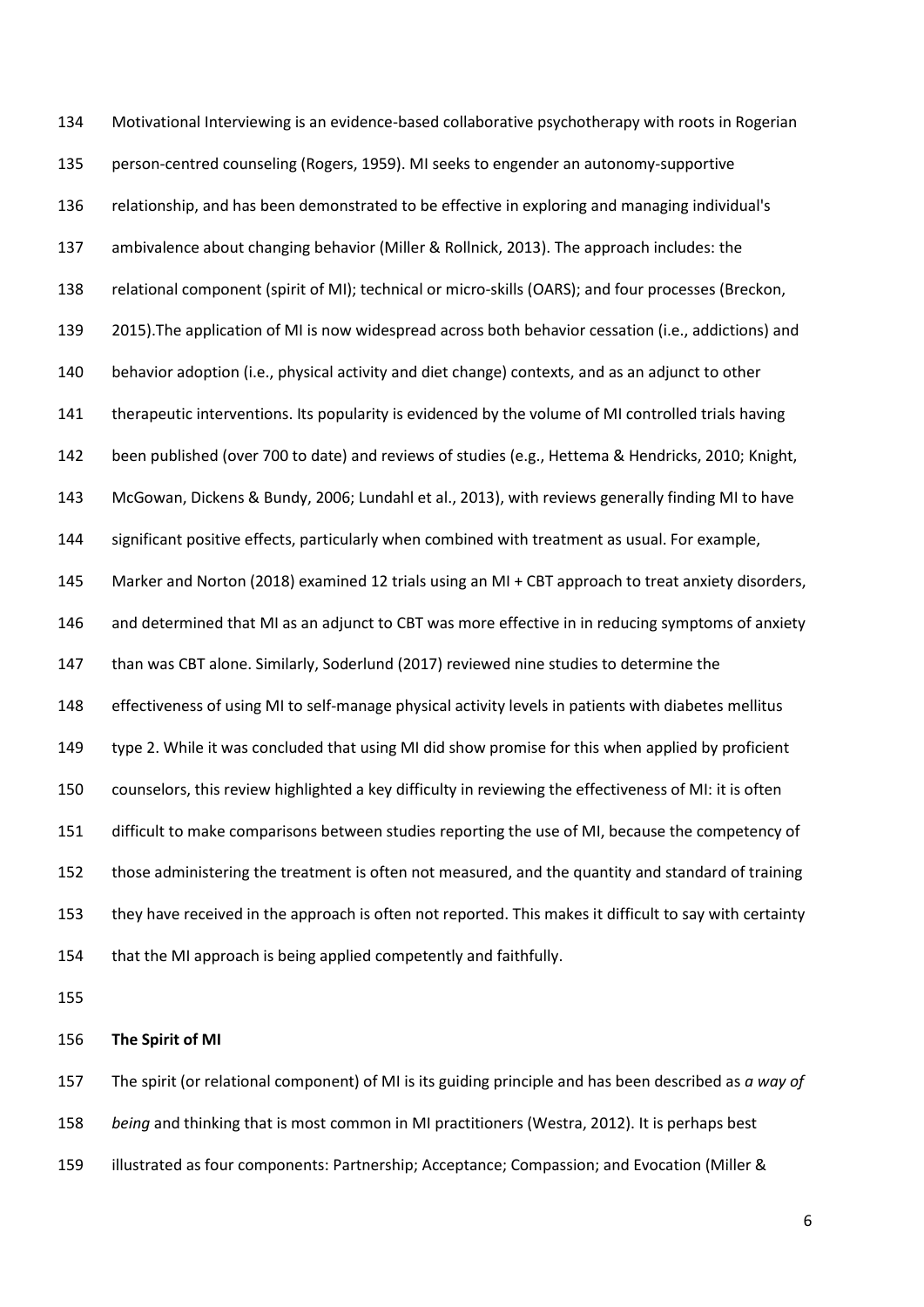Motivational Interviewing is an evidence-based collaborative psychotherapy with roots in Rogerian person-centred counseling (Rogers, 1959). MI seeks to engender an autonomy-supportive relationship, and has been demonstrated to be effective in exploring and managing individual's ambivalence about changing behavior (Miller & Rollnick, 2013). The approach includes: the relational component (spirit of MI); technical or micro-skills (OARS); and four processes (Breckon, 2015).The application of MI is now widespread across both behavior cessation (i.e., addictions) and behavior adoption (i.e., physical activity and diet change) contexts, and as an adjunct to other therapeutic interventions. Its popularity is evidenced by the volume of MI controlled trials having been published (over 700 to date) and reviews of studies (e.g., Hettema & Hendricks, 2010; Knight, McGowan, Dickens & Bundy, 2006; Lundahl et al., 2013), with reviews generally finding MI to have significant positive effects, particularly when combined with treatment as usual. For example, Marker and Norton (2018) examined 12 trials using an MI + CBT approach to treat anxiety disorders, and determined that MI as an adjunct to CBT was more effective in in reducing symptoms of anxiety than was CBT alone. Similarly, Soderlund (2017) reviewed nine studies to determine the effectiveness of using MI to self-manage physical activity levels in patients with diabetes mellitus type 2. While it was concluded that using MI did show promise for this when applied by proficient counselors, this review highlighted a key difficulty in reviewing the effectiveness of MI: it is often difficult to make comparisons between studies reporting the use of MI, because the competency of those administering the treatment is often not measured, and the quantity and standard of training they have received in the approach is often not reported. This makes it difficult to say with certainty that the MI approach is being applied competently and faithfully.

**The Spirit of MI**

The spirit (or relational component) of MI is its guiding principle and has been described as *a way of being* and thinking that is most common in MI practitioners (Westra, 2012). It is perhaps best illustrated as four components: Partnership; Acceptance; Compassion; and Evocation (Miller &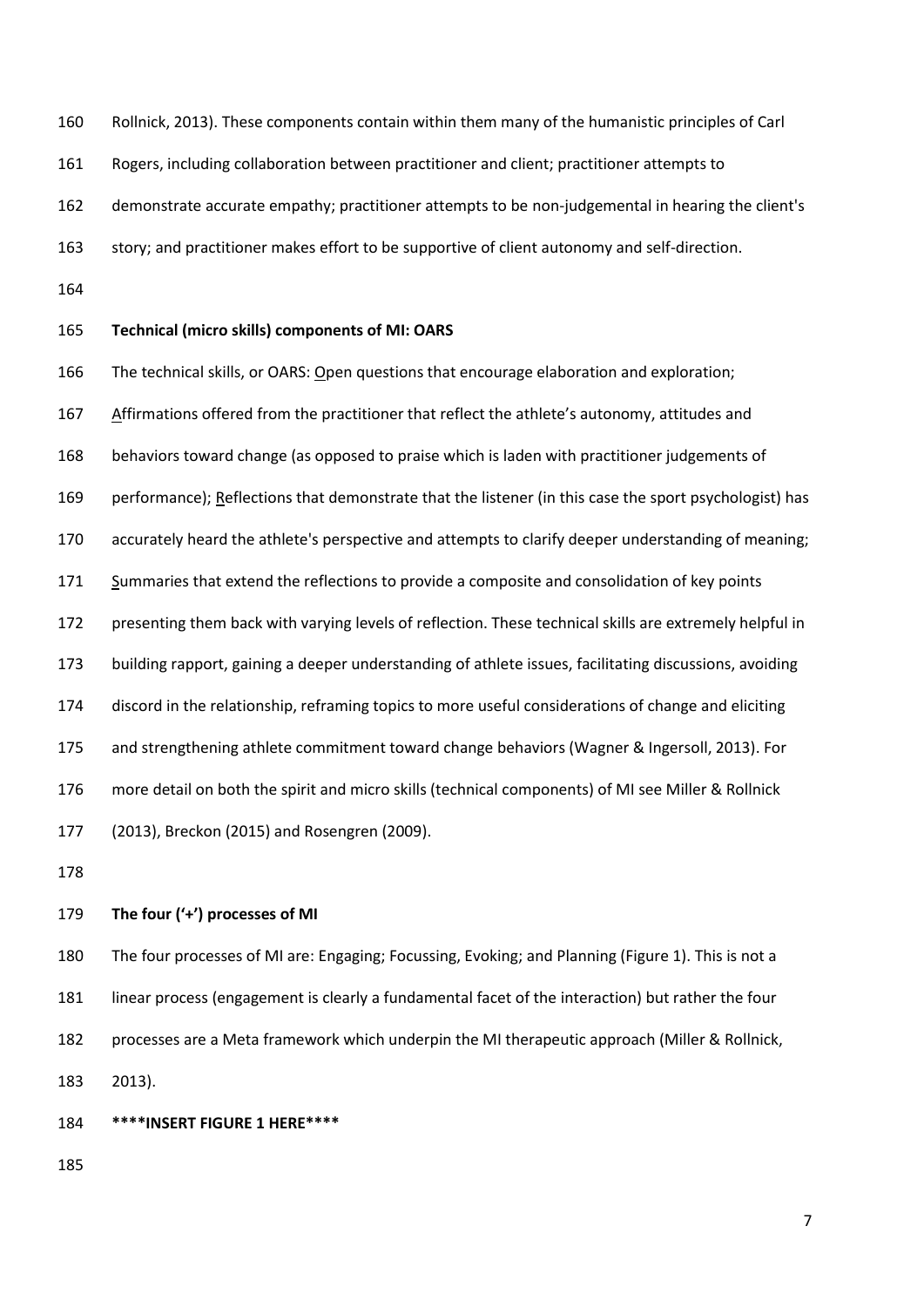Rollnick, 2013). These components contain within them many of the humanistic principles of Carl Rogers, including collaboration between practitioner and client; practitioner attempts to demonstrate accurate empathy; practitioner attempts to be non-judgemental in hearing the client's story; and practitioner makes effort to be supportive of client autonomy and self-direction.

**Technical (micro skills) components of MI: OARS**

The technical skills, or OARS: Open questions that encourage elaboration and exploration; Affirmations offered from the practitioner that reflect the athlete's autonomy, attitudes and behaviors toward change (as opposed to praise which is laden with practitioner judgements of performance); Reflections that demonstrate that the listener (in this case the sport psychologist) has accurately heard the athlete's perspective and attempts to clarify deeper understanding of meaning; Summaries that extend the reflections to provide a composite and consolidation of key points presenting them back with varying levels of reflection. These technical skills are extremely helpful in building rapport, gaining a deeper understanding of athlete issues, facilitating discussions, avoiding discord in the relationship, reframing topics to more useful considerations of change and eliciting and strengthening athlete commitment toward change behaviors (Wagner & Ingersoll, 2013). For more detail on both the spirit and micro skills (technical components) of MI see Miller & Rollnick (2013), Breckon (2015) and Rosengren (2009).

**The four ('+') processes of MI**

The four processes of MI are: Engaging; Focussing, Evoking; and Planning (Figure 1). This is not a linear process (engagement is clearly a fundamental facet of the interaction) but rather the four processes are a Meta framework which underpin the MI therapeutic approach (Miller & Rollnick, 2013).

**\*\*\*\*INSERT FIGURE 1 HERE\*\*\*\***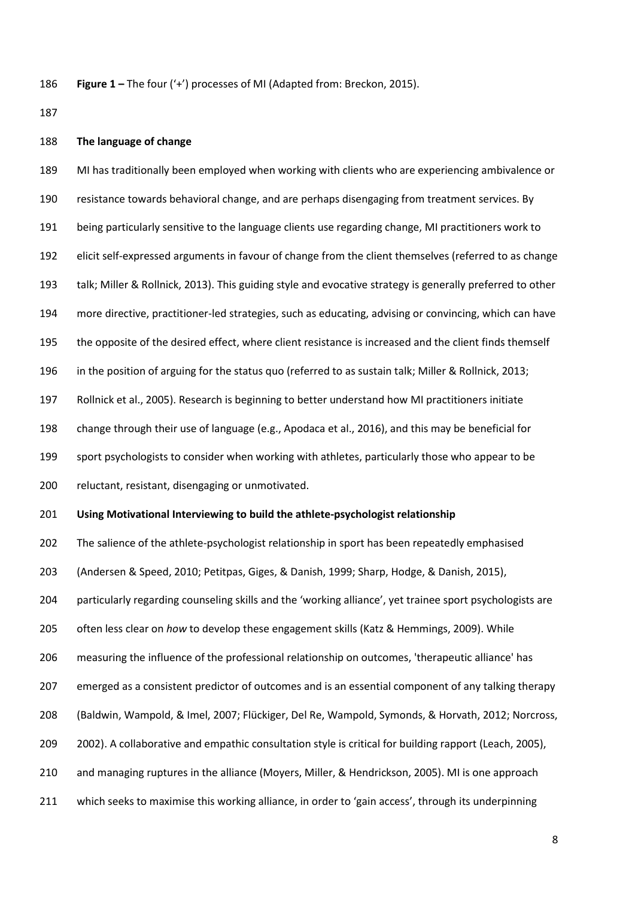**Figure 1 –** The four ('+') processes of MI (Adapted from: Breckon, 2015).

## The language of change

MI has traditionally been employed when working with clients who are experiencing ambivalence or resistance towards behavioral change, and are perhaps disengaging from treatment services. By being particularly sensitive to the language clients use regarding change, MI practitioners work to elicit self-expressed arguments in favour of change from the client themselves (referred to as change talk; Miller & Rollnick, 2013). This guiding style and evocative strategy is generally preferred to other more directive, practitioner-led strategies, such as educating, advising or convincing, which can have the opposite of the desired effect, where client resistance is increased and the client finds themself in the position of arguing for the status quo (referred to as sustain talk; Miller & Rollnick, 2013; Rollnick et al., 2005). Research is beginning to better understand how MI practitioners initiate change through their use of language (e.g., Apodaca et al., 2016), and this may be beneficial for sport psychologists to consider when working with athletes, particularly those who appear to be reluctant, resistant, disengaging or unmotivated.

## Using Motivational Interviewing to build the athlete-psychologist relationship

The salience of the athlete-psychologist relationship in sport has been repeatedly emphasised (Andersen & Speed, 2010; Petitpas, Giges, & Danish, 1999; Sharp, Hodge, & Danish, 2015), particularly regarding counseling skills and the 'working alliance', yet trainee sport psychologists are often less clear on *how* to develop these engagement skills (Katz & Hemmings, 2009). While measuring the influence of the professional relationship on outcomes, 'therapeutic alliance' has emerged as a consistent predictor of outcomes and is an essential component of any talking therapy (Baldwin, Wampold, & Imel, 2007; Flückiger, Del Re, Wampold, Symonds, & Horvath, 2012; Norcross, 2002). A collaborative and empathic consultation style is critical for building rapport (Leach, 2005), and managing ruptures in the alliance (Moyers, Miller, & Hendrickson, 2005). MI is one approach which seeks to maximise this working alliance, in order to 'gain access', through its underpinning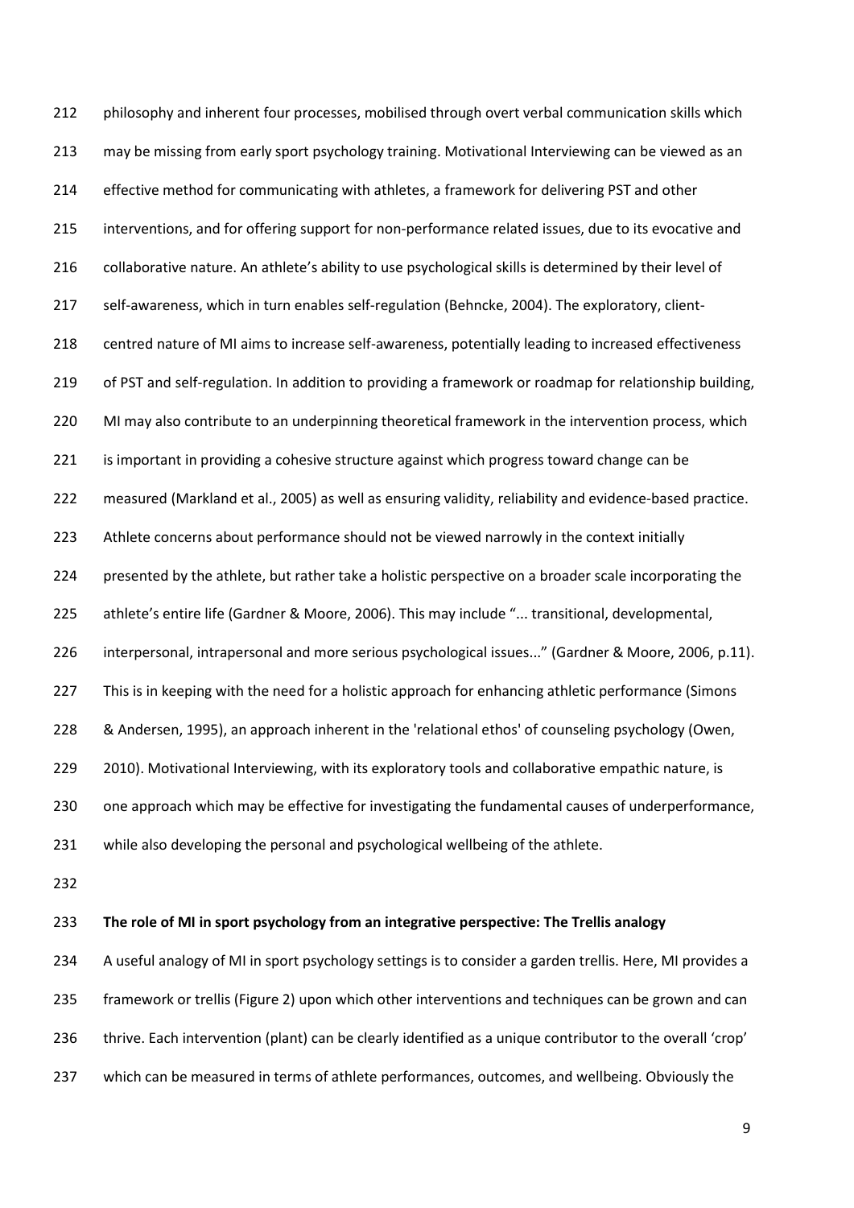philosophy and inherent four processes, mobilised through overt verbal communication skills which may be missing from early sport psychology training. Motivational Interviewing can be viewed as an effective method for communicating with athletes, a framework for delivering PST and other interventions, and for offering support for non-performance related issues, due to its evocative and collaborative nature. An athlete's ability to use psychological skills is determined by their level of self-awareness, which in turn enables self-regulation (Behncke, 2004). The exploratory, client-centred nature of MI aims to increase self-awareness, potentially leading to increased effectiveness of PST and self-regulation. In addition to providing a framework or roadmap for relationship building, MI may also contribute to an underpinning theoretical framework in the intervention process, which is important in providing a cohesive structure against which progress toward change can be measured (Markland et al., 2005) as well as ensuring validity, reliability and evidence-based practice. Athlete concerns about performance should not be viewed narrowly in the context initially presented by the athlete, but rather take a holistic perspective on a broader scale incorporating the athlete's entire life (Gardner & Moore, 2006). This may include "... transitional, developmental, interpersonal, intrapersonal and more serious psychological issues..." (Gardner & Moore, 2006, p.11). This is in keeping with the need for a holistic approach for enhancing athletic performance (Simons & Andersen, 1995), an approach inherent in the 'relational ethos' of counseling psychology (Owen, 2010). Motivational Interviewing, with its exploratory tools and collaborative empathic nature, is one approach which may be effective for investigating the fundamental causes of underperformance, while also developing the personal and psychological wellbeing of the athlete.

**The role of MI in sport psychology from an integrative perspective: The Trellis analogy**

A useful analogy of MI in sport psychology settings is to consider a garden trellis. Here, MI provides a framework or trellis (Figure 2) upon which other interventions and techniques can be grown and can thrive. Each intervention (plant) can be clearly identified as a unique contributor to the overall 'crop' which can be measured in terms of athlete performances, outcomes, and wellbeing. Obviously the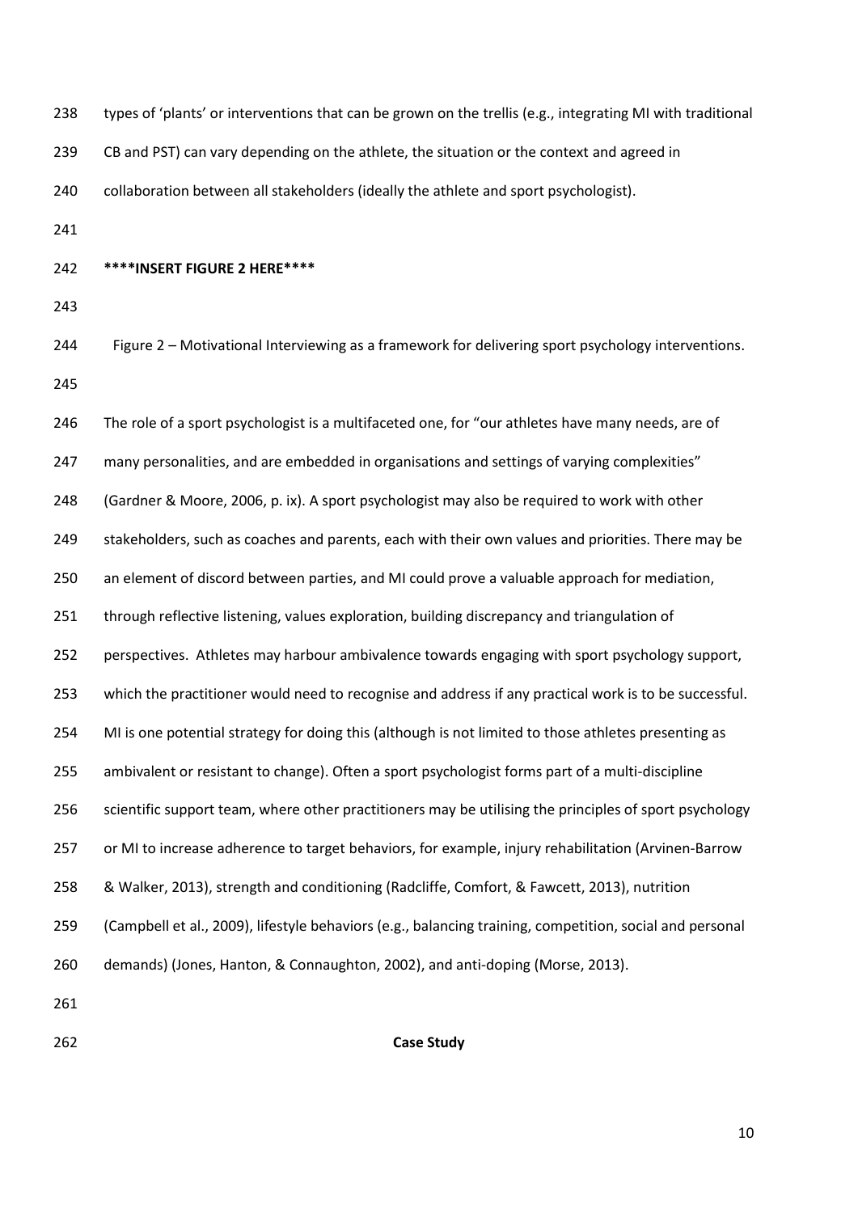types of 'plants' or interventions that can be grown on the trellis (e.g., integrating MI with traditional CB and PST) can vary depending on the athlete, the situation or the context and agreed in collaboration between all stakeholders (ideally the athlete and sport psychologist).

**\*\*\*\*INSERT FIGURE 2 HERE\*\*\*\***

Figure 2 – Motivational Interviewing as a framework for delivering sport psychology interventions.

The role of a sport psychologist is a multifaceted one, for "our athletes have many needs, are of many personalities, and are embedded in organisations and settings of varying complexities" (Gardner & Moore, 2006, p. ix). A sport psychologist may also be required to work with other stakeholders, such as coaches and parents, each with their own values and priorities. There may be an element of discord between parties, and MI could prove a valuable approach for mediation, through reflective listening, values exploration, building discrepancy and triangulation of perspectives. Athletes may harbour ambivalence towards engaging with sport psychology support, which the practitioner would need to recognise and address if any practical work is to be successful. MI is one potential strategy for doing this (although is not limited to those athletes presenting as ambivalent or resistant to change). Often a sport psychologist forms part of a multi-discipline scientific support team, where other practitioners may be utilising the principles of sport psychology or MI to increase adherence to target behaviors, for example, injury rehabilitation (Arvinen-Barrow & Walker, 2013), strength and conditioning (Radcliffe, Comfort, & Fawcett, 2013), nutrition (Campbell et al., 2009), lifestyle behaviors (e.g., balancing training, competition, social and personal demands) (Jones, Hanton, & Connaughton, 2002), and anti-doping (Morse, 2013).

## Case Study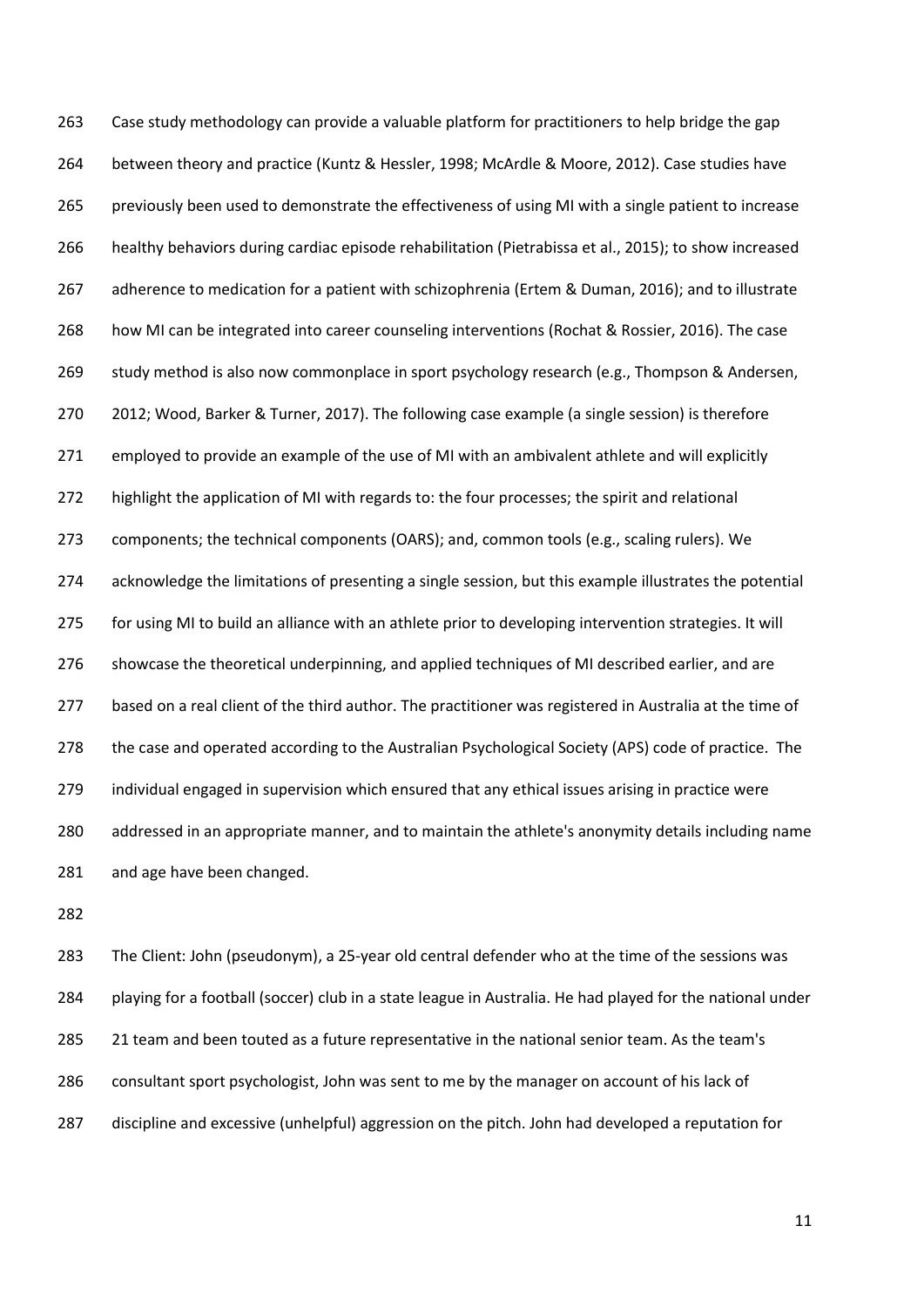Case study methodology can provide a valuable platform for practitioners to help bridge the gap between theory and practice (Kuntz & Hessler, 1998; McArdle & Moore, 2012). Case studies have previously been used to demonstrate the effectiveness of using MI with a single patient to increase healthy behaviors during cardiac episode rehabilitation (Pietrabissa et al., 2015); to show increased adherence to medication for a patient with schizophrenia (Ertem & Duman, 2016); and to illustrate how MI can be integrated into career counseling interventions (Rochat & Rossier, 2016). The case study method is also now commonplace in sport psychology research (e.g., Thompson & Andersen, 2012; Wood, Barker & Turner, 2017). The following case example (a single session) is therefore employed to provide an example of the use of MI with an ambivalent athlete and will explicitly highlight the application of MI with regards to: the four processes; the spirit and relational components; the technical components (OARS); and, common tools (e.g., scaling rulers). We acknowledge the limitations of presenting a single session, but this example illustrates the potential for using MI to build an alliance with an athlete prior to developing intervention strategies. It will showcase the theoretical underpinning, and applied techniques of MI described earlier, and are based on a real client of the third author. The practitioner was registered in Australia at the time of the case and operated according to the Australian Psychological Society (APS) code of practice. The individual engaged in supervision which ensured that any ethical issues arising in practice were addressed in an appropriate manner, and to maintain the athlete's anonymity details including name and age have been changed.

The Client: John (pseudonym), a 25-year old central defender who at the time of the sessions was playing for a football (soccer) club in a state league in Australia. He had played for the national under 21 team and been touted as a future representative in the national senior team. As the team's consultant sport psychologist, John was sent to me by the manager on account of his lack of discipline and excessive (unhelpful) aggression on the pitch. John had developed a reputation for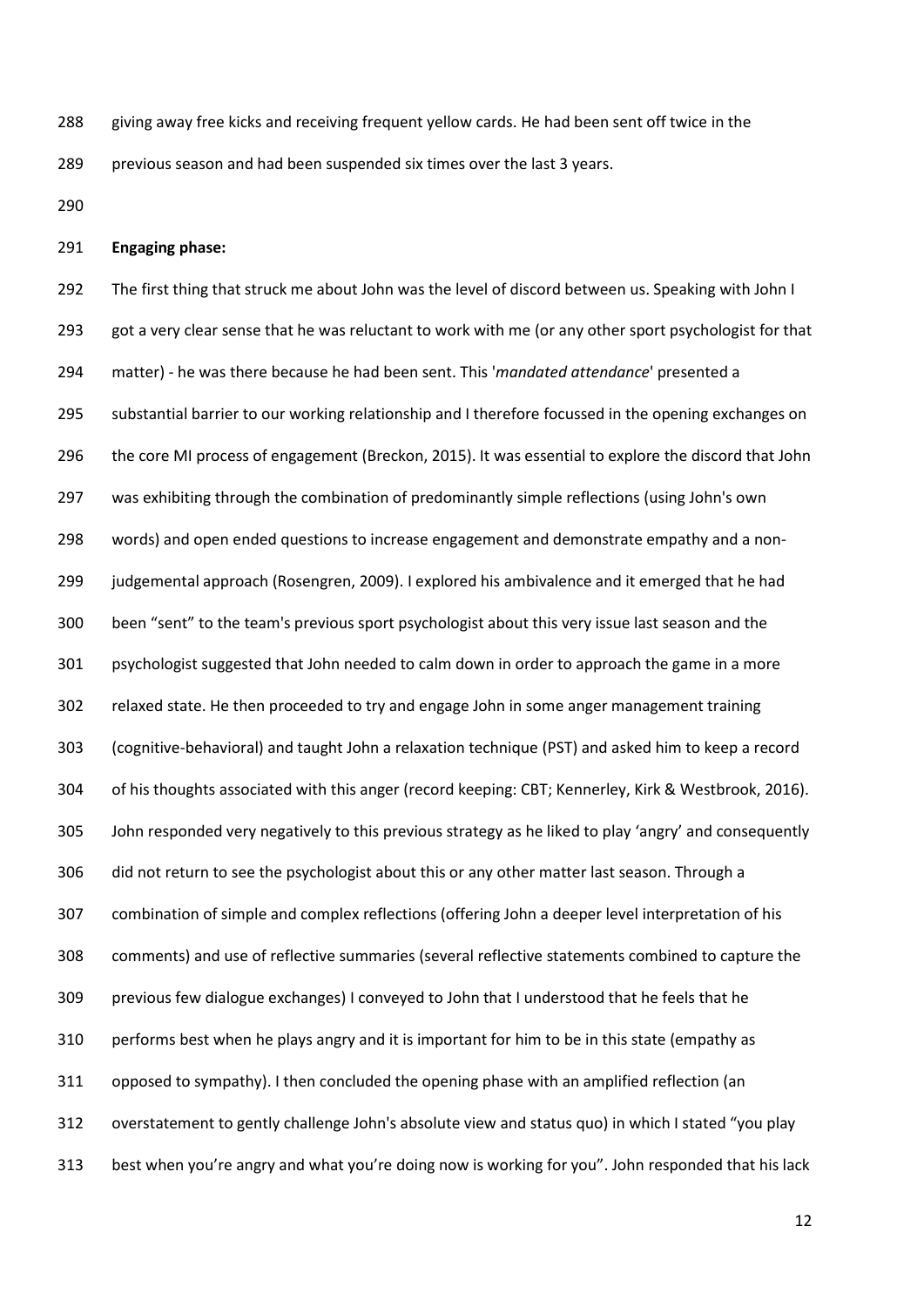giving away free kicks and receiving frequent yellow cards. He had been sent off twice in the previous season and had been suspended six times over the last 3 years.

**Engaging phase:**

The first thing that struck me about John was the level of discord between us. Speaking with John I got a very clear sense that he was reluctant to work with me (or any other sport psychologist for that matter) - he was there because he had been sent. This '*mandated attendance*' presented a substantial barrier to our working relationship and I therefore focussed in the opening exchanges on the core MI process of engagement (Breckon, 2015). It was essential to explore the discord that John was exhibiting through the combination of predominantly simple reflections (using John's own words) and open ended questions to increase engagement and demonstrate empathy and a non-judgemental approach (Rosengren, 2009). I explored his ambivalence and it emerged that he had been "sent" to the team's previous sport psychologist about this very issue last season and the psychologist suggested that John needed to calm down in order to approach the game in a more relaxed state. He then proceeded to try and engage John in some anger management training (cognitive-behavioral) and taught John a relaxation technique (PST) and asked him to keep a record of his thoughts associated with this anger (record keeping: CBT; Kennerley, Kirk & Westbrook, 2016). John responded very negatively to this previous strategy as he liked to play 'angry' and consequently did not return to see the psychologist about this or any other matter last season. Through a combination of simple and complex reflections (offering John a deeper level interpretation of his comments) and use of reflective summaries (several reflective statements combined to capture the previous few dialogue exchanges) I conveyed to John that I understood that he feels that he performs best when he plays angry and it is important for him to be in this state (empathy as opposed to sympathy). I then concluded the opening phase with an amplified reflection (an overstatement to gently challenge John's absolute view and status quo) in which I stated "you play best when you're angry and what you're doing now is working for you". John responded that his lack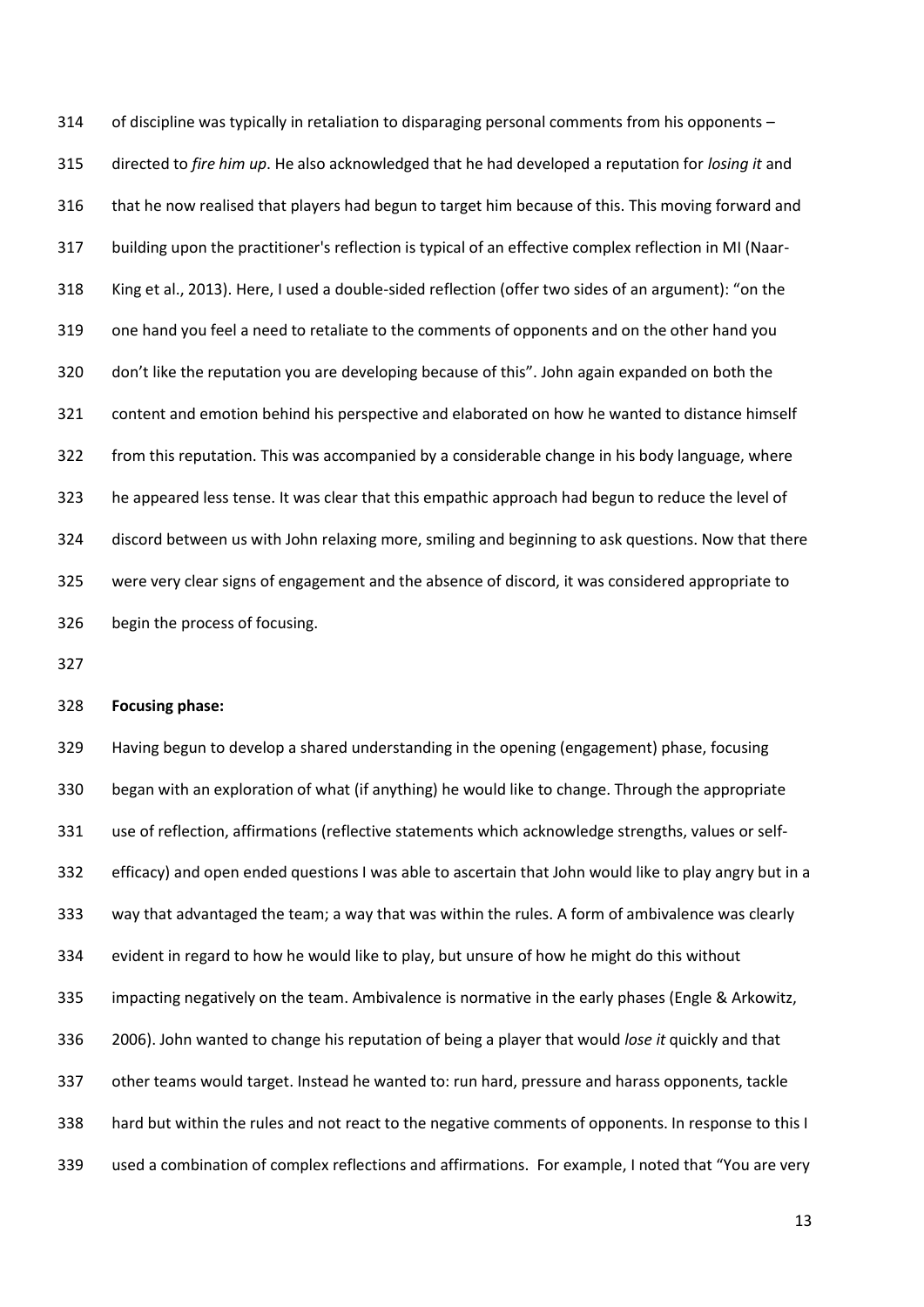of discipline was typically in retaliation to disparaging personal comments from his opponents – directed to *fire him up*. He also acknowledged that he had developed a reputation for *losing it* and that he now realised that players had begun to target him because of this. This moving forward and building upon the practitioner's reflection is typical of an effective complex reflection in MI (Naar-King et al., 2013). Here, I used a double-sided reflection (offer two sides of an argument): "on the one hand you feel a need to retaliate to the comments of opponents and on the other hand you don't like the reputation you are developing because of this". John again expanded on both the content and emotion behind his perspective and elaborated on how he wanted to distance himself from this reputation. This was accompanied by a considerable change in his body language, where he appeared less tense. It was clear that this empathic approach had begun to reduce the level of discord between us with John relaxing more, smiling and beginning to ask questions. Now that there were very clear signs of engagement and the absence of discord, it was considered appropriate to begin the process of focusing.

**Focusing phase:**

Having begun to develop a shared understanding in the opening (engagement) phase, focusing began with an exploration of what (if anything) he would like to change. Through the appropriate use of reflection, affirmations (reflective statements which acknowledge strengths, values or self-efficacy) and open ended questions I was able to ascertain that John would like to play angry but in a way that advantaged the team; a way that was within the rules. A form of ambivalence was clearly evident in regard to how he would like to play, but unsure of how he might do this without impacting negatively on the team. Ambivalence is normative in the early phases (Engle & Arkowitz, 2006). John wanted to change his reputation of being a player that would *lose it* quickly and that other teams would target. Instead he wanted to: run hard, pressure and harass opponents, tackle hard but within the rules and not react to the negative comments of opponents. In response to this I used a combination of complex reflections and affirmations. For example, I noted that "You are very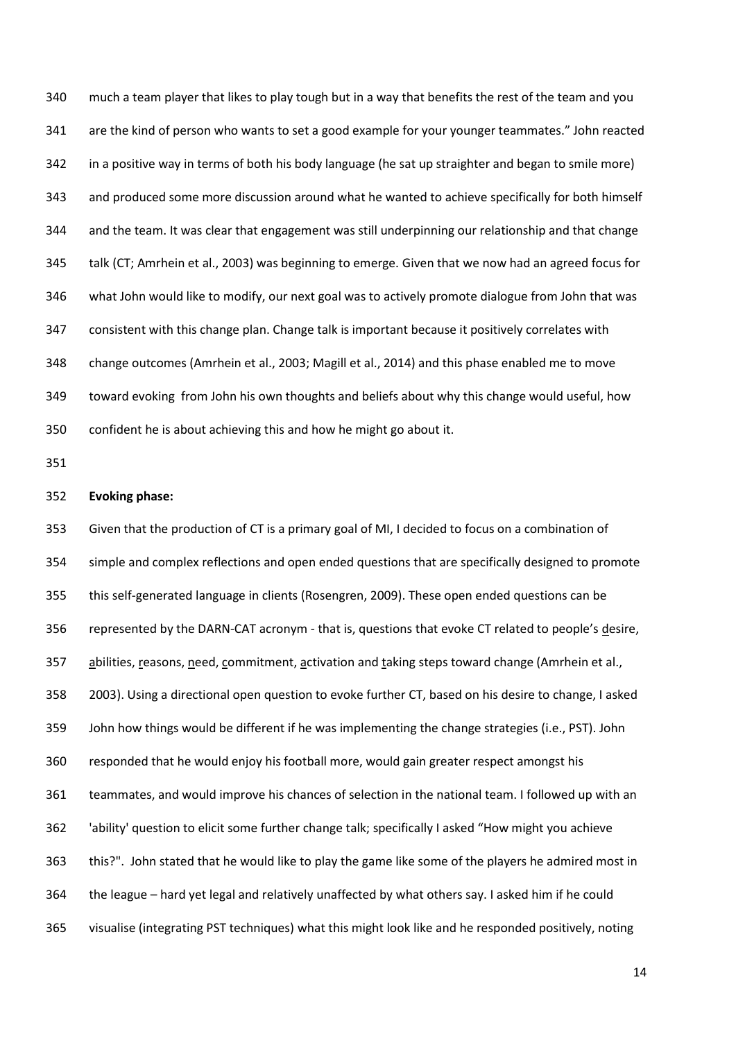much a team player that likes to play tough but in a way that benefits the rest of the team and you are the kind of person who wants to set a good example for your younger teammates." John reacted in a positive way in terms of both his body language (he sat up straighter and began to smile more) and produced some more discussion around what he wanted to achieve specifically for both himself and the team. It was clear that engagement was still underpinning our relationship and that change talk (CT; Amrhein et al., 2003) was beginning to emerge. Given that we now had an agreed focus for what John would like to modify, our next goal was to actively promote dialogue from John that was consistent with this change plan. Change talk is important because it positively correlates with change outcomes (Amrhein et al., 2003; Magill et al., 2014) and this phase enabled me to move toward evoking from John his own thoughts and beliefs about why this change would useful, how confident he is about achieving this and how he might go about it.

**Evoking phase:**

Given that the production of CT is a primary goal of MI, I decided to focus on a combination of simple and complex reflections and open ended questions that are specifically designed to promote this self-generated language in clients (Rosengren, 2009). These open ended questions can be represented by the DARN-CAT acronym - that is, questions that evoke CT related to people's <u>d</u>esire, <u>a</u>bilities, <u>r</u>easons, <u>n</u>eed, <u>c</u>ommitment, <u>a</u>ctivation and <u>t</u>aking steps toward change (Amrhein et al., 2003). Using a directional open question to evoke further CT, based on his desire to change, I asked John how things would be different if he was implementing the change strategies (i.e., PST). John responded that he would enjoy his football more, would gain greater respect amongst his teammates, and would improve his chances of selection in the national team. I followed up with an 'ability' question to elicit some further change talk; specifically I asked "How might you achieve this?". John stated that he would like to play the game like some of the players he admired most in the league – hard yet legal and relatively unaffected by what others say. I asked him if he could visualise (integrating PST techniques) what this might look like and he responded positively, noting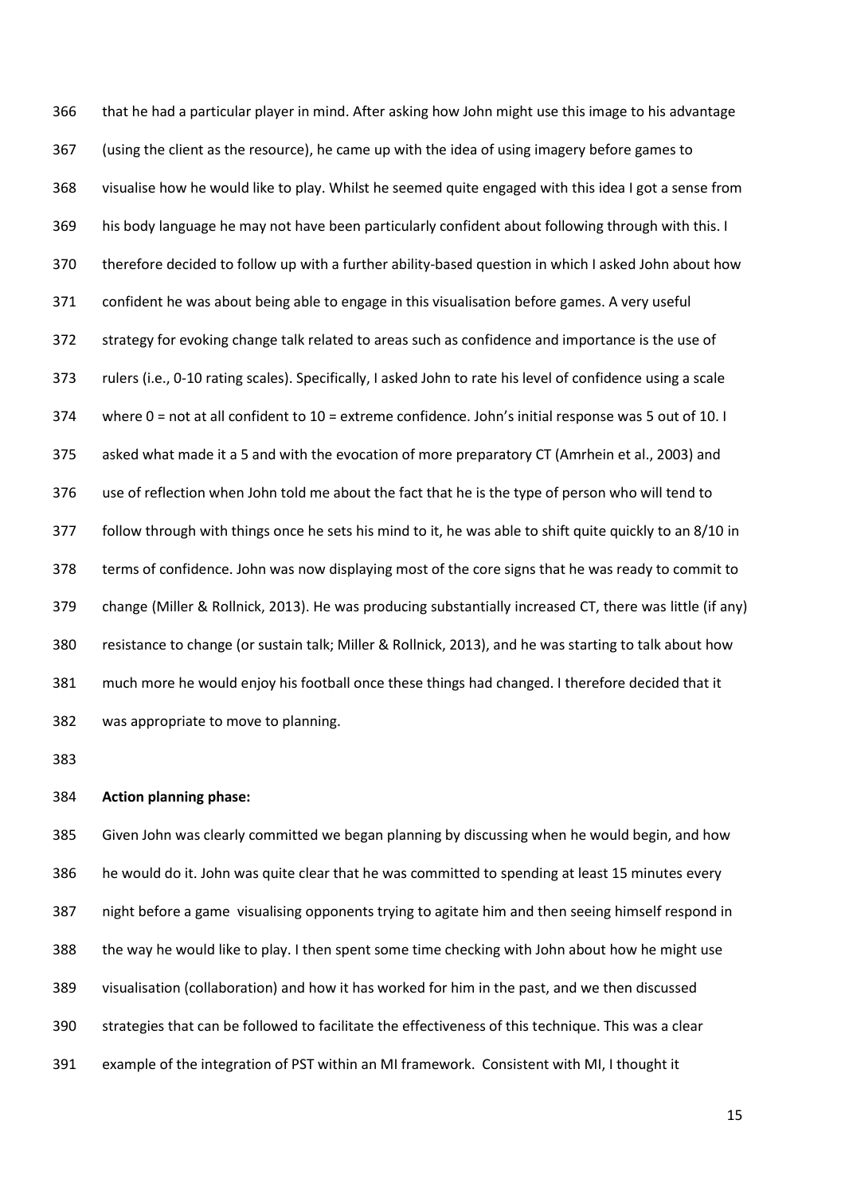that he had a particular player in mind. After asking how John might use this image to his advantage (using the client as the resource), he came up with the idea of using imagery before games to visualise how he would like to play. Whilst he seemed quite engaged with this idea I got a sense from his body language he may not have been particularly confident about following through with this. I therefore decided to follow up with a further ability-based question in which I asked John about how confident he was about being able to engage in this visualisation before games. A very useful strategy for evoking change talk related to areas such as confidence and importance is the use of rulers (i.e., 0-10 rating scales). Specifically, I asked John to rate his level of confidence using a scale where 0 = not at all confident to 10 = extreme confidence. John's initial response was 5 out of 10. I asked what made it a 5 and with the evocation of more preparatory CT (Amrhein et al., 2003) and use of reflection when John told me about the fact that he is the type of person who will tend to follow through with things once he sets his mind to it, he was able to shift quite quickly to an 8/10 in terms of confidence. John was now displaying most of the core signs that he was ready to commit to change (Miller & Rollnick, 2013). He was producing substantially increased CT, there was little (if any) resistance to change (or sustain talk; Miller & Rollnick, 2013), and he was starting to talk about how much more he would enjoy his football once these things had changed. I therefore decided that it was appropriate to move to planning.

**Action planning phase:**

Given John was clearly committed we began planning by discussing when he would begin, and how he would do it. John was quite clear that he was committed to spending at least 15 minutes every night before a game visualising opponents trying to agitate him and then seeing himself respond in the way he would like to play. I then spent some time checking with John about how he might use visualisation (collaboration) and how it has worked for him in the past, and we then discussed strategies that can be followed to facilitate the effectiveness of this technique. This was a clear example of the integration of PST within an MI framework. Consistent with MI, I thought it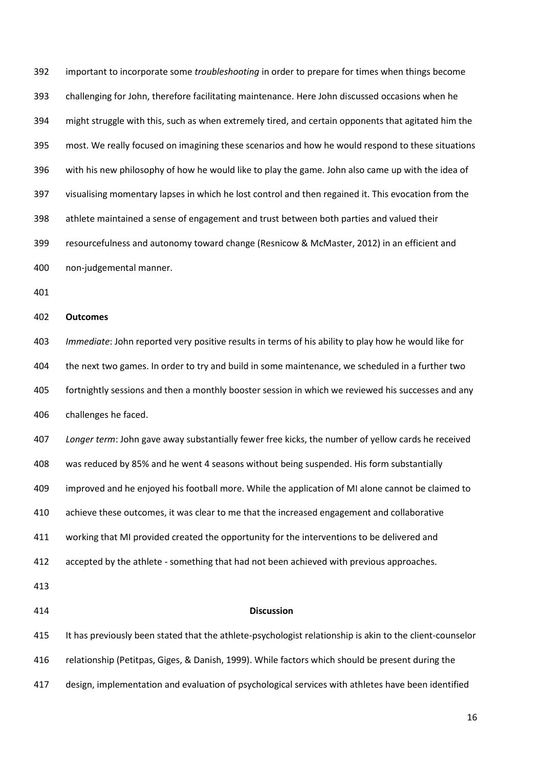important to incorporate some *troubleshooting* in order to prepare for times when things become challenging for John, therefore facilitating maintenance. Here John discussed occasions when he might struggle with this, such as when extremely tired, and certain opponents that agitated him the most. We really focused on imagining these scenarios and how he would respond to these situations with his new philosophy of how he would like to play the game. John also came up with the idea of visualising momentary lapses in which he lost control and then regained it. This evocation from the athlete maintained a sense of engagement and trust between both parties and valued their resourcefulness and autonomy toward change (Resnicow & McMaster, 2012) in an efficient and non-judgemental manner.

**Outcomes**

*Immediate*: John reported very positive results in terms of his ability to play how he would like for the next two games. In order to try and build in some maintenance, we scheduled in a further two fortnightly sessions and then a monthly booster session in which we reviewed his successes and any challenges he faced.

*Longer term*: John gave away substantially fewer free kicks, the number of yellow cards he received was reduced by 85% and he went 4 seasons without being suspended. His form substantially improved and he enjoyed his football more. While the application of MI alone cannot be claimed to achieve these outcomes, it was clear to me that the increased engagement and collaborative working that MI provided created the opportunity for the interventions to be delivered and accepted by the athlete - something that had not been achieved with previous approaches.

## Discussion

It has previously been stated that the athlete-psychologist relationship is akin to the client-counselor relationship (Petitpas, Giges, & Danish, 1999). While factors which should be present during the design, implementation and evaluation of psychological services with athletes have been identified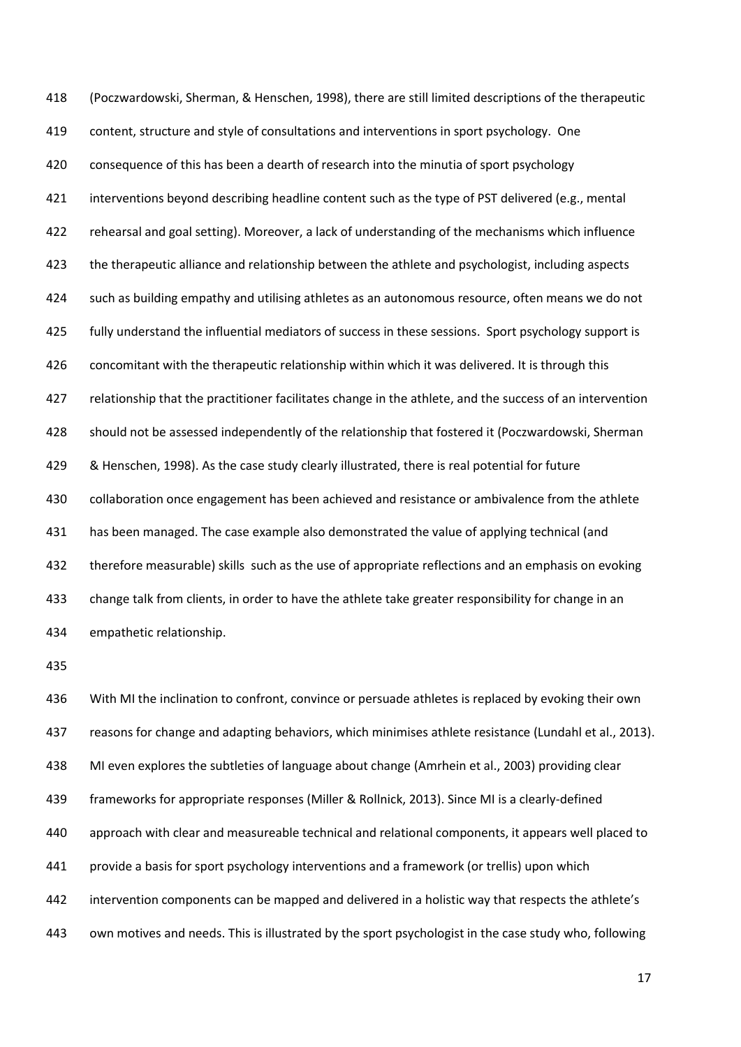(Poczwardowski, Sherman, & Henschen, 1998), there are still limited descriptions of the therapeutic content, structure and style of consultations and interventions in sport psychology. One consequence of this has been a dearth of research into the minutia of sport psychology interventions beyond describing headline content such as the type of PST delivered (e.g., mental rehearsal and goal setting). Moreover, a lack of understanding of the mechanisms which influence the therapeutic alliance and relationship between the athlete and psychologist, including aspects such as building empathy and utilising athletes as an autonomous resource, often means we do not fully understand the influential mediators of success in these sessions. Sport psychology support is concomitant with the therapeutic relationship within which it was delivered. It is through this relationship that the practitioner facilitates change in the athlete, and the success of an intervention should not be assessed independently of the relationship that fostered it (Poczwardowski, Sherman & Henschen, 1998). As the case study clearly illustrated, there is real potential for future collaboration once engagement has been achieved and resistance or ambivalence from the athlete has been managed. The case example also demonstrated the value of applying technical (and therefore measurable) skills such as the use of appropriate reflections and an emphasis on evoking change talk from clients, in order to have the athlete take greater responsibility for change in an empathetic relationship.

With MI the inclination to confront, convince or persuade athletes is replaced by evoking their own reasons for change and adapting behaviors, which minimises athlete resistance (Lundahl et al., 2013). MI even explores the subtleties of language about change (Amrhein et al., 2003) providing clear frameworks for appropriate responses (Miller & Rollnick, 2013). Since MI is a clearly-defined approach with clear and measureable technical and relational components, it appears well placed to provide a basis for sport psychology interventions and a framework (or trellis) upon which intervention components can be mapped and delivered in a holistic way that respects the athlete's own motives and needs. This is illustrated by the sport psychologist in the case study who, following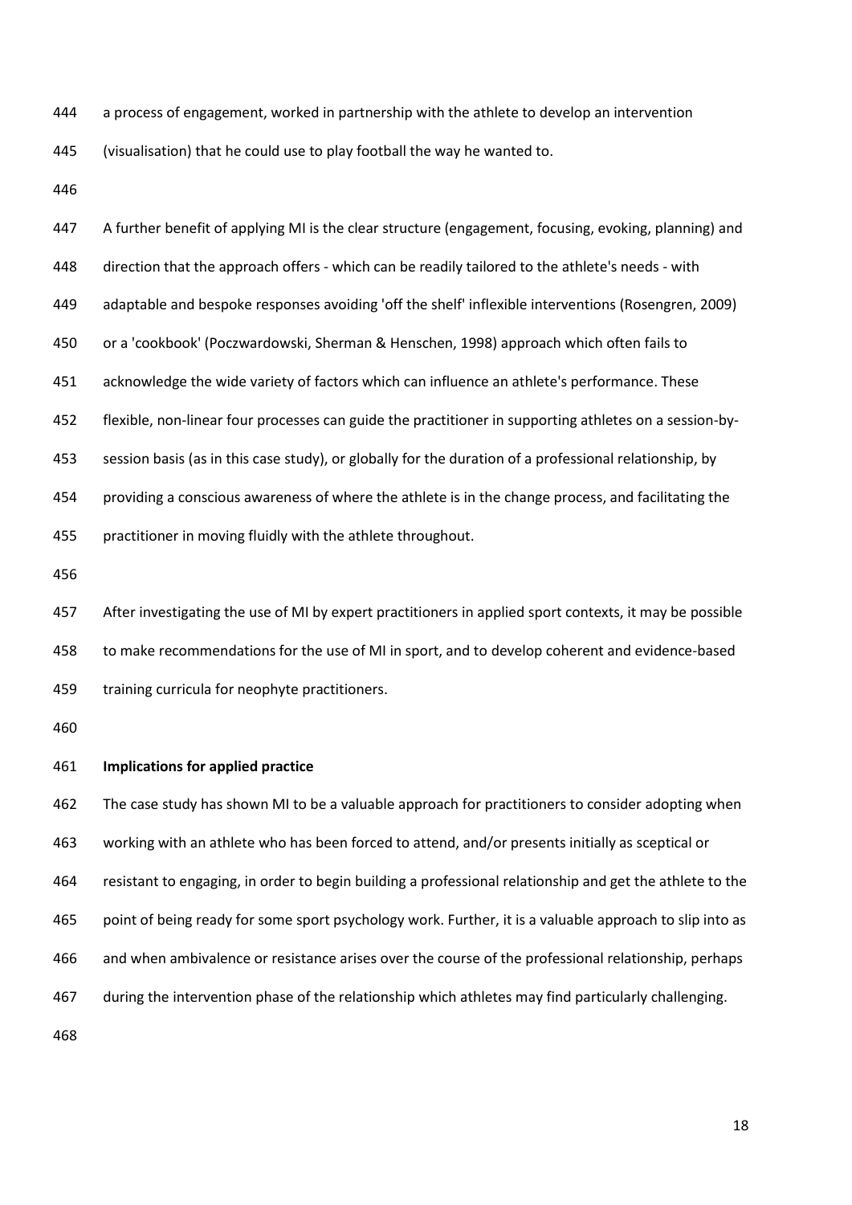a process of engagement, worked in partnership with the athlete to develop an intervention (visualisation) that he could use to play football the way he wanted to.

A further benefit of applying MI is the clear structure (engagement, focusing, evoking, planning) and direction that the approach offers - which can be readily tailored to the athlete's needs - with adaptable and bespoke responses avoiding 'off the shelf' inflexible interventions (Rosengren, 2009) or a 'cookbook' (Poczwardowski, Sherman & Henschen, 1998) approach which often fails to acknowledge the wide variety of factors which can influence an athlete's performance. These flexible, non-linear four processes can guide the practitioner in supporting athletes on a session-by-session basis (as in this case study), or globally for the duration of a professional relationship, by providing a conscious awareness of where the athlete is in the change process, and facilitating the practitioner in moving fluidly with the athlete throughout.

After investigating the use of MI by expert practitioners in applied sport contexts, it may be possible to make recommendations for the use of MI in sport, and to develop coherent and evidence-based training curricula for neophyte practitioners.

**Implications for applied practice**

The case study has shown MI to be a valuable approach for practitioners to consider adopting when working with an athlete who has been forced to attend, and/or presents initially as sceptical or resistant to engaging, in order to begin building a professional relationship and get the athlete to the point of being ready for some sport psychology work. Further, it is a valuable approach to slip into as and when ambivalence or resistance arises over the course of the professional relationship, perhaps during the intervention phase of the relationship which athletes may find particularly challenging.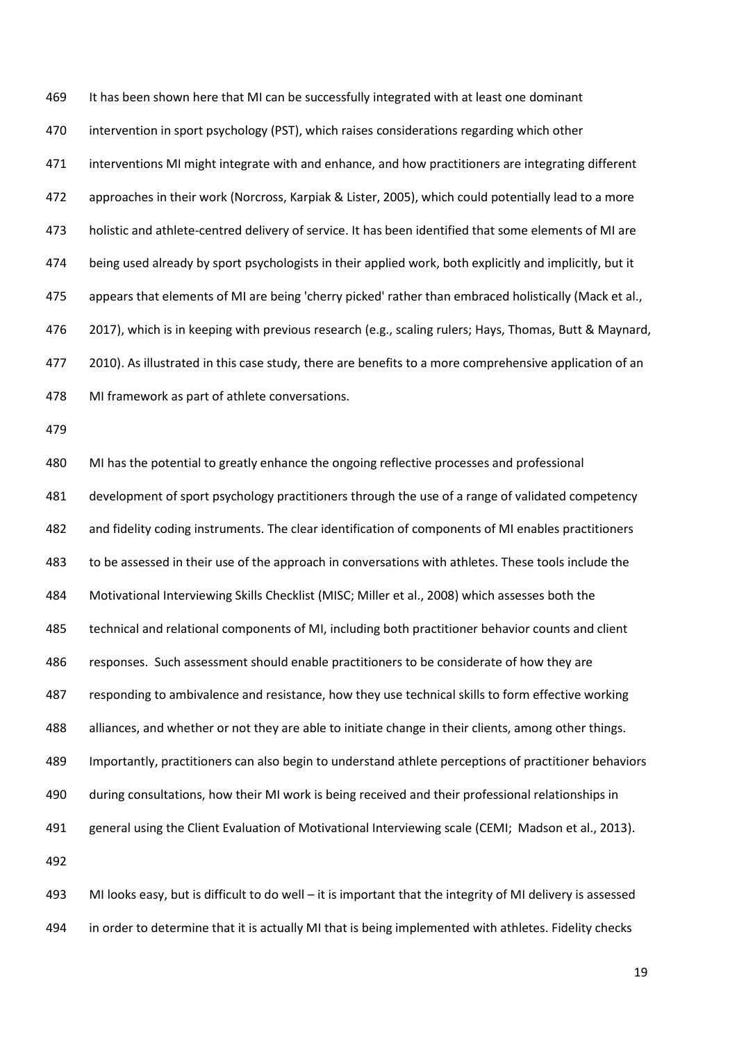It has been shown here that MI can be successfully integrated with at least one dominant intervention in sport psychology (PST), which raises considerations regarding which other interventions MI might integrate with and enhance, and how practitioners are integrating different approaches in their work (Norcross, Karpiak & Lister, 2005), which could potentially lead to a more holistic and athlete-centred delivery of service. It has been identified that some elements of MI are being used already by sport psychologists in their applied work, both explicitly and implicitly, but it appears that elements of MI are being 'cherry picked' rather than embraced holistically (Mack et al., 2017), which is in keeping with previous research (e.g., scaling rulers; Hays, Thomas, Butt & Maynard, 2010). As illustrated in this case study, there are benefits to a more comprehensive application of an MI framework as part of athlete conversations.

MI has the potential to greatly enhance the ongoing reflective processes and professional development of sport psychology practitioners through the use of a range of validated competency and fidelity coding instruments. The clear identification of components of MI enables practitioners to be assessed in their use of the approach in conversations with athletes. These tools include the Motivational Interviewing Skills Checklist (MISC; Miller et al., 2008) which assesses both the technical and relational components of MI, including both practitioner behavior counts and client responses. Such assessment should enable practitioners to be considerate of how they are responding to ambivalence and resistance, how they use technical skills to form effective working alliances, and whether or not they are able to initiate change in their clients, among other things. Importantly, practitioners can also begin to understand athlete perceptions of practitioner behaviors during consultations, how their MI work is being received and their professional relationships in general using the Client Evaluation of Motivational Interviewing scale (CEMI; Madson et al., 2013).

MI looks easy, but is difficult to do well – it is important that the integrity of MI delivery is assessed in order to determine that it is actually MI that is being implemented with athletes. Fidelity checks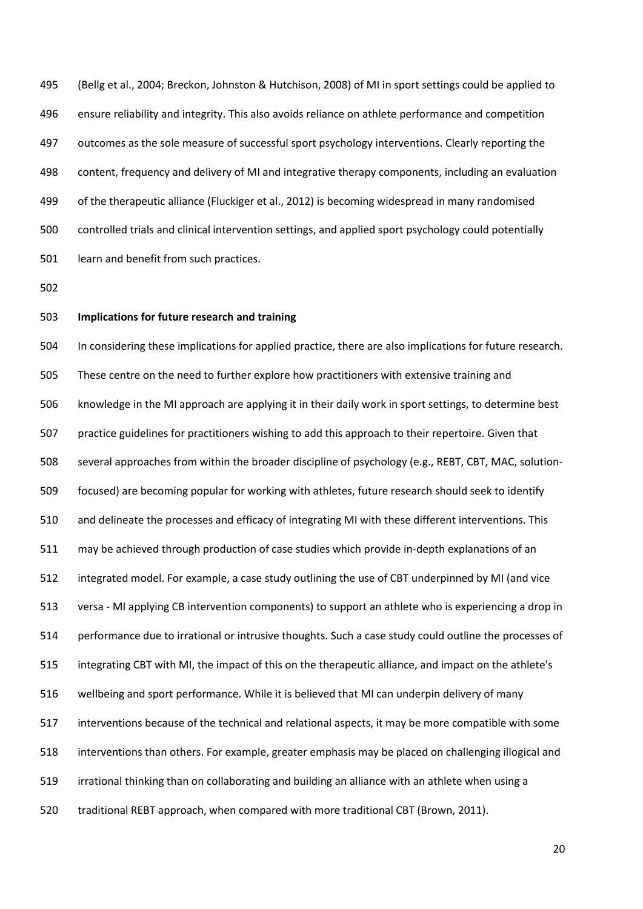(Bellg et al., 2004; Breckon, Johnston & Hutchison, 2008) of MI in sport settings could be applied to ensure reliability and integrity. This also avoids reliance on athlete performance and competition outcomes as the sole measure of successful sport psychology interventions. Clearly reporting the content, frequency and delivery of MI and integrative therapy components, including an evaluation of the therapeutic alliance (Fluckiger et al., 2012) is becoming widespread in many randomised controlled trials and clinical intervention settings, and applied sport psychology could potentially learn and benefit from such practices.

**Implications for future research and training**

In considering these implications for applied practice, there are also implications for future research. These centre on the need to further explore how practitioners with extensive training and knowledge in the MI approach are applying it in their daily work in sport settings, to determine best practice guidelines for practitioners wishing to add this approach to their repertoire. Given that several approaches from within the broader discipline of psychology (e.g., REBT, CBT, MAC, solution-focused) are becoming popular for working with athletes, future research should seek to identify and delineate the processes and efficacy of integrating MI with these different interventions. This may be achieved through production of case studies which provide in-depth explanations of an integrated model. For example, a case study outlining the use of CBT underpinned by MI (and vice versa - MI applying CB intervention components) to support an athlete who is experiencing a drop in performance due to irrational or intrusive thoughts. Such a case study could outline the processes of integrating CBT with MI, the impact of this on the therapeutic alliance, and impact on the athlete's wellbeing and sport performance. While it is believed that MI can underpin delivery of many interventions because of the technical and relational aspects, it may be more compatible with some interventions than others. For example, greater emphasis may be placed on challenging illogical and irrational thinking than on collaborating and building an alliance with an athlete when using a traditional REBT approach, when compared with more traditional CBT (Brown, 2011).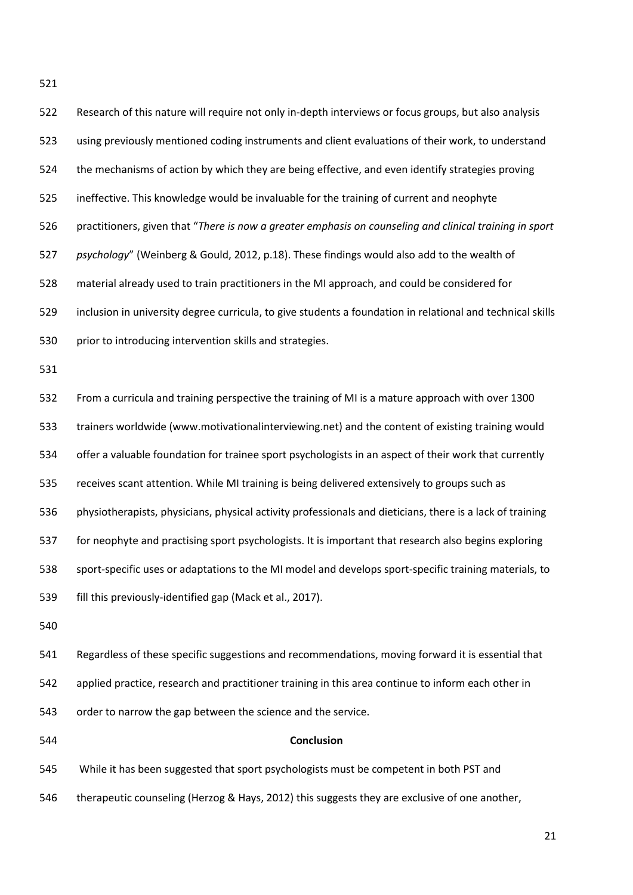Research of this nature will require not only in-depth interviews or focus groups, but also analysis using previously mentioned coding instruments and client evaluations of their work, to understand the mechanisms of action by which they are being effective, and even identify strategies proving ineffective. This knowledge would be invaluable for the training of current and neophyte practitioners, given that "*There is now a greater emphasis on counseling and clinical training in sport psychology*" (Weinberg & Gould, 2012, p.18). These findings would also add to the wealth of material already used to train practitioners in the MI approach, and could be considered for inclusion in university degree curricula, to give students a foundation in relational and technical skills prior to introducing intervention skills and strategies.

From a curricula and training perspective the training of MI is a mature approach with over 1300 trainers worldwide (www.motivationalinterviewing.net) and the content of existing training would offer a valuable foundation for trainee sport psychologists in an aspect of their work that currently receives scant attention. While MI training is being delivered extensively to groups such as physiotherapists, physicians, physical activity professionals and dieticians, there is a lack of training for neophyte and practising sport psychologists. It is important that research also begins exploring sport-specific uses or adaptations to the MI model and develops sport-specific training materials, to fill this previously-identified gap (Mack et al., 2017).

Regardless of these specific suggestions and recommendations, moving forward it is essential that applied practice, research and practitioner training in this area continue to inform each other in order to narrow the gap between the science and the service.

## Conclusion

While it has been suggested that sport psychologists must be competent in both PST and therapeutic counseling (Herzog & Hays, 2012) this suggests they are exclusive of one another,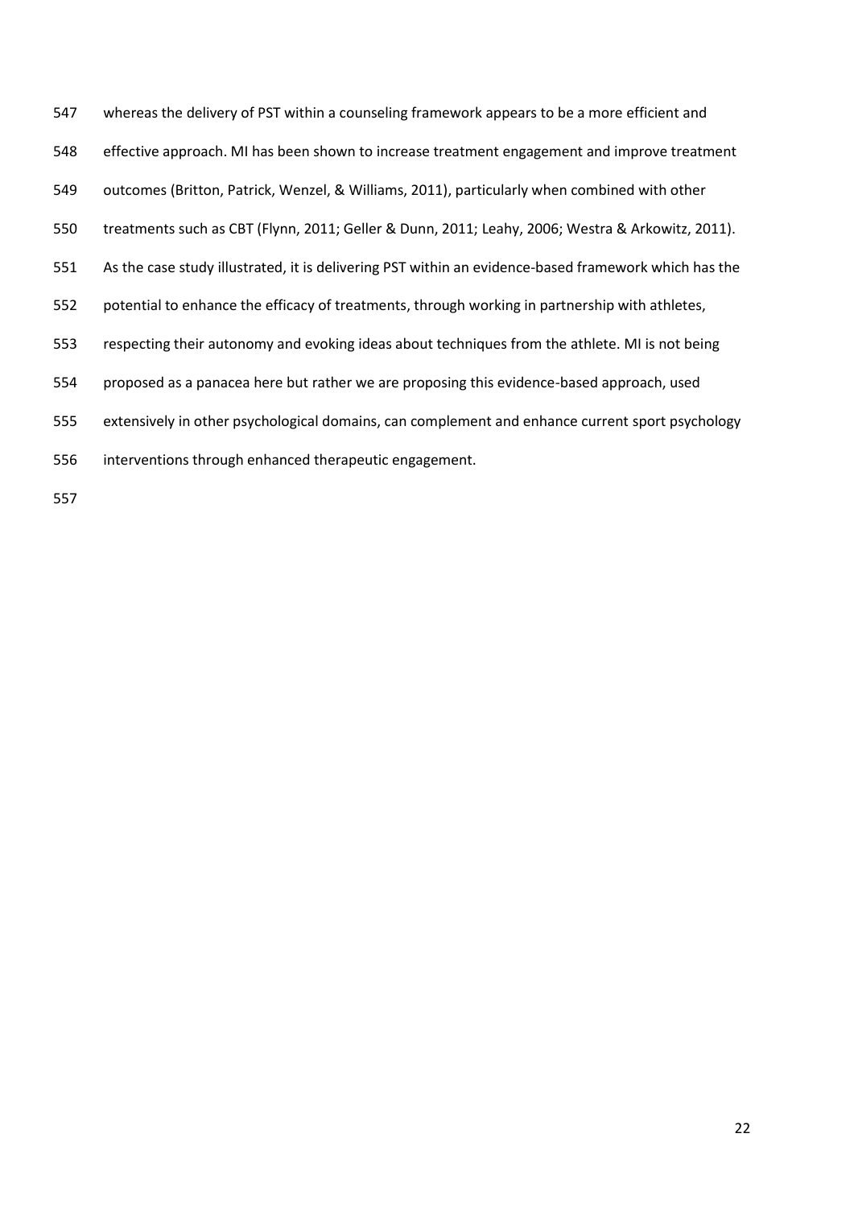whereas the delivery of PST within a counseling framework appears to be a more efficient and effective approach. MI has been shown to increase treatment engagement and improve treatment outcomes (Britton, Patrick, Wenzel, & Williams, 2011), particularly when combined with other treatments such as CBT (Flynn, 2011; Geller & Dunn, 2011; Leahy, 2006; Westra & Arkowitz, 2011). As the case study illustrated, it is delivering PST within an evidence-based framework which has the potential to enhance the efficacy of treatments, through working in partnership with athletes, respecting their autonomy and evoking ideas about techniques from the athlete. MI is not being proposed as a panacea here but rather we are proposing this evidence-based approach, used extensively in other psychological domains, can complement and enhance current sport psychology interventions through enhanced therapeutic engagement.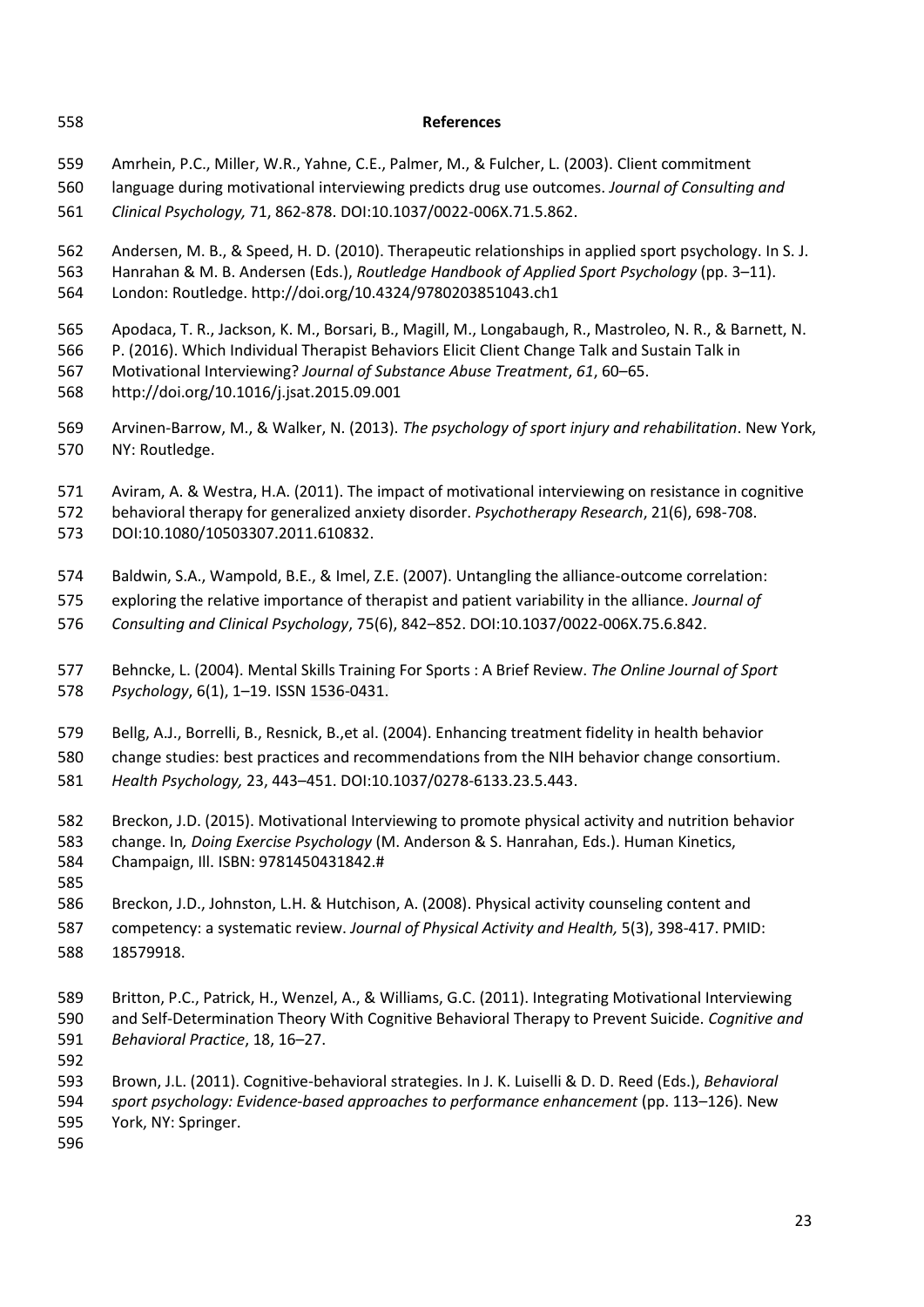## References

Amrhein, P.C., Miller, W.R., Yahne, C.E., Palmer, M., & Fulcher, L. (2003). Client commitment language during motivational interviewing predicts drug use outcomes. *Journal of Consulting and Clinical Psychology,* 71, 862-878. DOI:10.1037/0022-006X.71.5.862.

Andersen, M. B., & Speed, H. D. (2010). Therapeutic relationships in applied sport psychology. In S. J. Hanrahan & M. B. Andersen (Eds.), *Routledge Handbook of Applied Sport Psychology* (pp. 3–11). London: Routledge. http://doi.org/10.4324/9780203851043.ch1

Apodaca, T. R., Jackson, K. M., Borsari, B., Magill, M., Longabaugh, R., Mastroleo, N. R., & Barnett, N. P. (2016). Which Individual Therapist Behaviors Elicit Client Change Talk and Sustain Talk in Motivational Interviewing? *Journal of Substance Abuse Treatment*, *61*, 60–65. http://doi.org/10.1016/j.jsat.2015.09.001

Arvinen-Barrow, M., & Walker, N. (2013). *The psychology of sport injury and rehabilitation*. New York, NY: Routledge.

Aviram, A. & Westra, H.A. (2011). The impact of motivational interviewing on resistance in cognitive behavioral therapy for generalized anxiety disorder. *Psychotherapy Research*, 21(6), 698-708. DOI:10.1080/10503307.2011.610832.

Baldwin, S.A., Wampold, B.E., & Imel, Z.E. (2007). Untangling the alliance-outcome correlation: exploring the relative importance of therapist and patient variability in the alliance. *Journal of Consulting and Clinical Psychology*, 75(6), 842–852. DOI:10.1037/0022-006X.75.6.842.

Behncke, L. (2004). Mental Skills Training For Sports : A Brief Review. *The Online Journal of Sport Psychology*, 6(1), 1–19. ISSN 1536-0431.

Bellg, A.J., Borrelli, B., Resnick, B.,et al. (2004). Enhancing treatment fidelity in health behavior change studies: best practices and recommendations from the NIH behavior change consortium. *Health Psychology,* 23, 443–451. DOI:10.1037/0278-6133.23.5.443.

Breckon, J.D. (2015). Motivational Interviewing to promote physical activity and nutrition behavior change. In*, Doing Exercise Psychology* (M. Anderson & S. Hanrahan, Eds.). Human Kinetics, Champaign, Ill. ISBN: 9781450431842.#

Breckon, J.D., Johnston, L.H. & Hutchison, A. (2008). Physical activity counseling content and competency: a systematic review. *Journal of Physical Activity and Health,* 5(3), 398-417. PMID: 18579918.

Britton, P.C., Patrick, H., Wenzel, A., & Williams, G.C. (2011). Integrating Motivational Interviewing and Self-Determination Theory With Cognitive Behavioral Therapy to Prevent Suicide. *Cognitive and Behavioral Practice*, 18, 16–27.

Brown, J.L. (2011). Cognitive-behavioral strategies. In J. K. Luiselli & D. D. Reed (Eds.), *Behavioral sport psychology: Evidence-based approaches to performance enhancement* (pp. 113–126). New York, NY: Springer.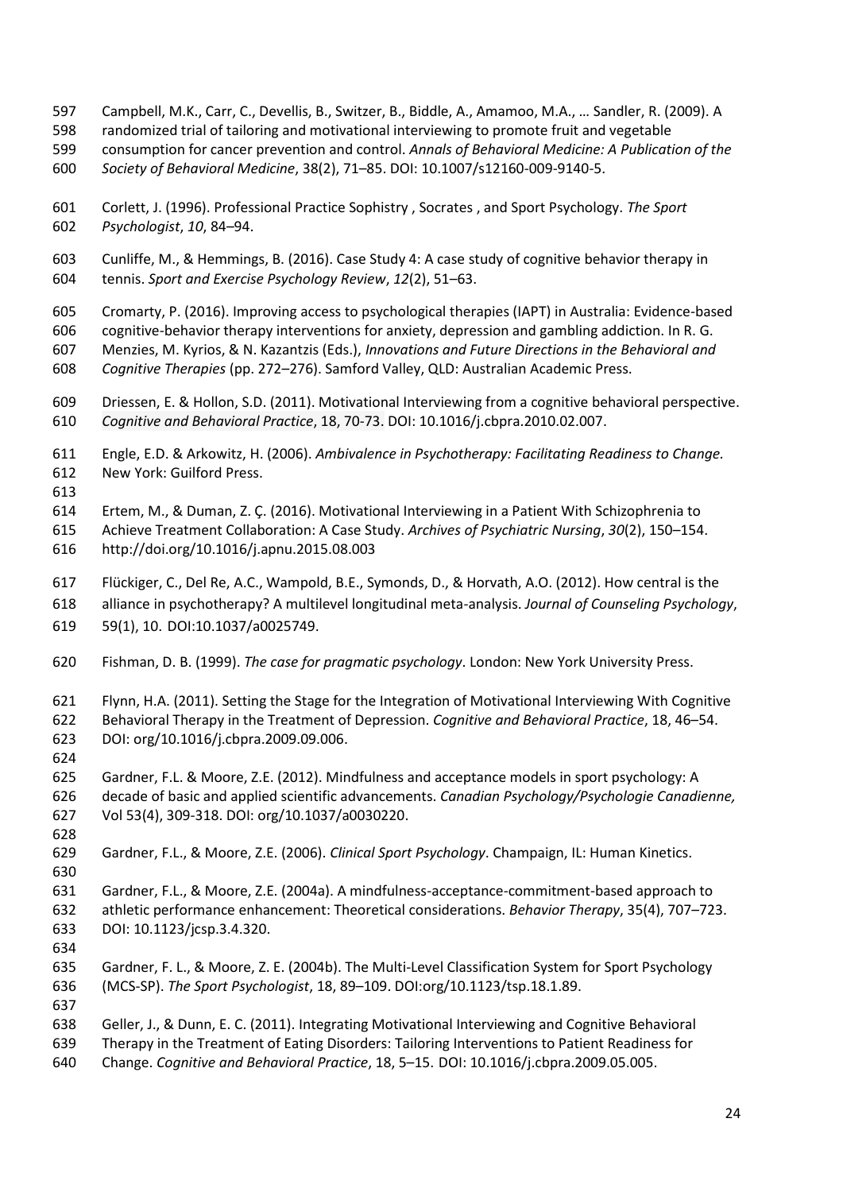Campbell, M.K., Carr, C., Devellis, B., Switzer, B., Biddle, A., Amamoo, M.A., … Sandler, R. (2009). A randomized trial of tailoring and motivational interviewing to promote fruit and vegetable consumption for cancer prevention and control. *Annals of Behavioral Medicine: A Publication of the Society of Behavioral Medicine*, 38(2), 71–85. DOI: 10.1007/s12160-009-9140-5.

Corlett, J. (1996). Professional Practice Sophistry , Socrates , and Sport Psychology. *The Sport Psychologist*, *10*, 84–94.

Cunliffe, M., & Hemmings, B. (2016). Case Study 4: A case study of cognitive behavior therapy in tennis. *Sport and Exercise Psychology Review*, *12*(2), 51–63.

Cromarty, P. (2016). Improving access to psychological therapies (IAPT) in Australia: Evidence-based cognitive-behavior therapy interventions for anxiety, depression and gambling addiction. In R. G. Menzies, M. Kyrios, & N. Kazantzis (Eds.), *Innovations and Future Directions in the Behavioral and Cognitive Therapies* (pp. 272–276). Samford Valley, QLD: Australian Academic Press.

Driessen, E. & Hollon, S.D. (2011). Motivational Interviewing from a cognitive behavioral perspective. *Cognitive and Behavioral Practice*, 18, 70-73. DOI: 10.1016/j.cbpra.2010.02.007.

Engle, E.D. & Arkowitz, H. (2006). *Ambivalence in Psychotherapy: Facilitating Readiness to Change.* New York: Guilford Press.

Ertem, M., & Duman, Z. Ç. (2016). Motivational Interviewing in a Patient With Schizophrenia to Achieve Treatment Collaboration: A Case Study. *Archives of Psychiatric Nursing*, *30*(2), 150–154. http://doi.org/10.1016/j.apnu.2015.08.003

Flückiger, C., Del Re, A.C., Wampold, B.E., Symonds, D., & Horvath, A.O. (2012). How central is the alliance in psychotherapy? A multilevel longitudinal meta-analysis. *Journal of Counseling Psychology*, 59(1), 10. DOI:10.1037/a0025749.

Fishman, D. B. (1999). *The case for pragmatic psychology*. London: New York University Press.

Flynn, H.A. (2011). Setting the Stage for the Integration of Motivational Interviewing With Cognitive Behavioral Therapy in the Treatment of Depression. *Cognitive and Behavioral Practice*, 18, 46–54. DOI: org/10.1016/j.cbpra.2009.09.006.

Gardner, F.L. & Moore, Z.E. (2012). Mindfulness and acceptance models in sport psychology: A decade of basic and applied scientific advancements. *Canadian Psychology/Psychologie Canadienne,* Vol 53(4), 309-318. DOI: org/10.1037/a0030220.

Gardner, F.L., & Moore, Z.E. (2006). *Clinical Sport Psychology*. Champaign, IL: Human Kinetics.

Gardner, F.L., & Moore, Z.E. (2004a). A mindfulness-acceptance-commitment-based approach to athletic performance enhancement: Theoretical considerations. *Behavior Therapy*, 35(4), 707–723. DOI: 10.1123/jcsp.3.4.320.

Gardner, F. L., & Moore, Z. E. (2004b). The Multi-Level Classification System for Sport Psychology (MCS-SP). *The Sport Psychologist*, 18, 89–109. DOI:org/10.1123/tsp.18.1.89.

Geller, J., & Dunn, E. C. (2011). Integrating Motivational Interviewing and Cognitive Behavioral Therapy in the Treatment of Eating Disorders: Tailoring Interventions to Patient Readiness for Change. *Cognitive and Behavioral Practice*, 18, 5–15. DOI: 10.1016/j.cbpra.2009.05.005.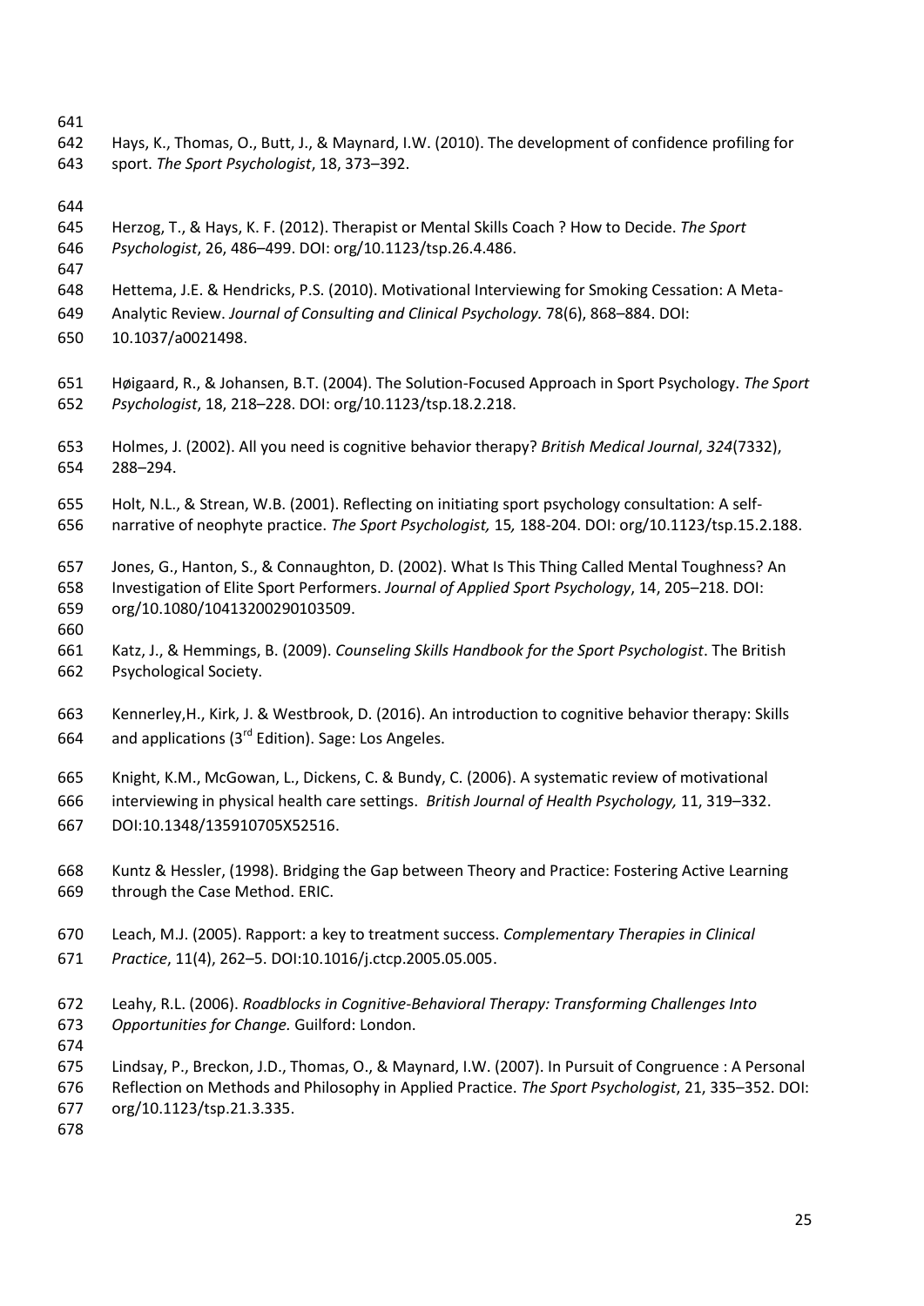Hays, K., Thomas, O., Butt, J., & Maynard, I.W. (2010). The development of confidence profiling for sport. *The Sport Psychologist*, 18, 373–392.

Herzog, T., & Hays, K. F. (2012). Therapist or Mental Skills Coach ? How to Decide. *The Sport Psychologist*, 26, 486–499. DOI: org/10.1123/tsp.26.4.486.

Hettema, J.E. & Hendricks, P.S. (2010). Motivational Interviewing for Smoking Cessation: A Meta-Analytic Review. *Journal of Consulting and Clinical Psychology.* 78(6), 868–884. DOI: 10.1037/a0021498.

Høigaard, R., & Johansen, B.T. (2004). The Solution-Focused Approach in Sport Psychology. *The Sport Psychologist*, 18, 218–228. DOI: org/10.1123/tsp.18.2.218.

Holmes, J. (2002). All you need is cognitive behavior therapy? *British Medical Journal*, *324*(7332), 288–294.

Holt, N.L., & Strean, W.B. (2001). Reflecting on initiating sport psychology consultation: A self-narrative of neophyte practice. *The Sport Psychologist,* 15*,* 188-204. DOI: org/10.1123/tsp.15.2.188.

Jones, G., Hanton, S., & Connaughton, D. (2002). What Is This Thing Called Mental Toughness? An Investigation of Elite Sport Performers. *Journal of Applied Sport Psychology*, 14, 205–218. DOI: org/10.1080/10413200290103509.

Katz, J., & Hemmings, B. (2009). *Counseling Skills Handbook for the Sport Psychologist*. The British Psychological Society.

Kennerley,H., Kirk, J. & Westbrook, D. (2016). An introduction to cognitive behavior therapy: Skills and applications (3rd Edition). Sage: Los Angeles.

Knight, K.M., McGowan, L., Dickens, C. & Bundy, C. (2006). A systematic review of motivational interviewing in physical health care settings. *British Journal of Health Psychology,* 11, 319–332. DOI:10.1348/135910705X52516.

Kuntz & Hessler, (1998). Bridging the Gap between Theory and Practice: Fostering Active Learning through the Case Method. ERIC.

Leach, M.J. (2005). Rapport: a key to treatment success. *Complementary Therapies in Clinical Practice*, 11(4), 262–5. DOI:10.1016/j.ctcp.2005.05.005.

Leahy, R.L. (2006). *Roadblocks in Cognitive-Behavioral Therapy: Transforming Challenges Into Opportunities for Change.* Guilford: London.

Lindsay, P., Breckon, J.D., Thomas, O., & Maynard, I.W. (2007). In Pursuit of Congruence : A Personal Reflection on Methods and Philosophy in Applied Practice. *The Sport Psychologist*, 21, 335–352. DOI: org/10.1123/tsp.21.3.335.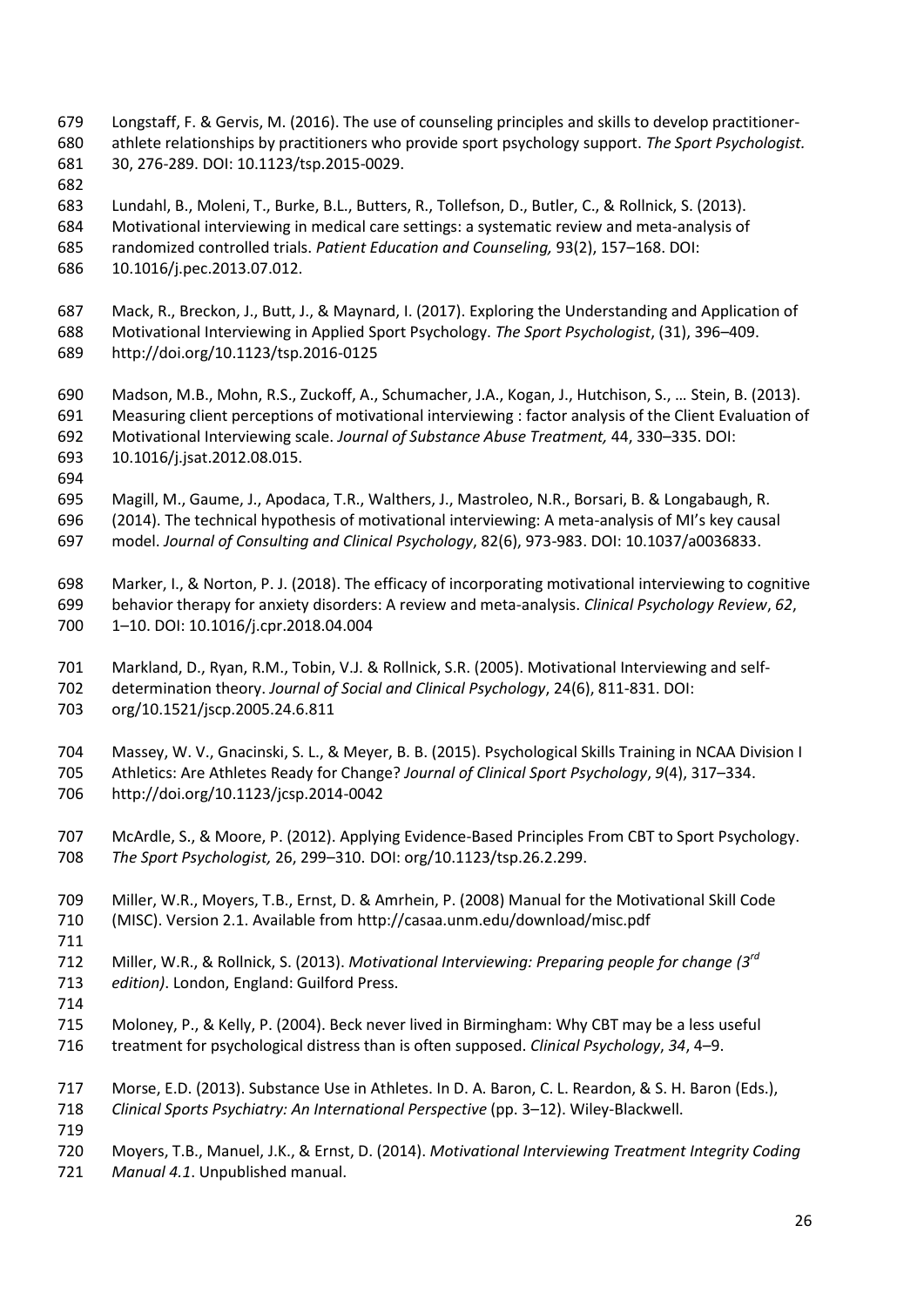Longstaff, F. & Gervis, M. (2016). The use of counseling principles and skills to develop practitioner-athlete relationships by practitioners who provide sport psychology support. *The Sport Psychologist.* 30, 276-289. DOI: 10.1123/tsp.2015-0029.

Lundahl, B., Moleni, T., Burke, B.L., Butters, R., Tollefson, D., Butler, C., & Rollnick, S. (2013). Motivational interviewing in medical care settings: a systematic review and meta-analysis of randomized controlled trials. *Patient Education and Counseling,* 93(2), 157–168. DOI: 10.1016/j.pec.2013.07.012.

Mack, R., Breckon, J., Butt, J., & Maynard, I. (2017). Exploring the Understanding and Application of Motivational Interviewing in Applied Sport Psychology. *The Sport Psychologist*, (31), 396–409. http://doi.org/10.1123/tsp.2016-0125

Madson, M.B., Mohn, R.S., Zuckoff, A., Schumacher, J.A., Kogan, J., Hutchison, S., … Stein, B. (2013). Measuring client perceptions of motivational interviewing : factor analysis of the Client Evaluation of Motivational Interviewing scale. *Journal of Substance Abuse Treatment,* 44, 330–335. DOI: 10.1016/j.jsat.2012.08.015.

Magill, M., Gaume, J., Apodaca, T.R., Walthers, J., Mastroleo, N.R., Borsari, B. & Longabaugh, R. (2014). The technical hypothesis of motivational interviewing: A meta-analysis of MI's key causal model. *Journal of Consulting and Clinical Psychology*, 82(6), 973-983. DOI: 10.1037/a0036833.

Marker, I., & Norton, P. J. (2018). The efficacy of incorporating motivational interviewing to cognitive behavior therapy for anxiety disorders: A review and meta-analysis. *Clinical Psychology Review*, *62*, 1–10. DOI: 10.1016/j.cpr.2018.04.004

Markland, D., Ryan, R.M., Tobin, V.J. & Rollnick, S.R. (2005). Motivational Interviewing and self-determination theory. *Journal of Social and Clinical Psychology*, 24(6), 811-831. DOI: org/10.1521/jscp.2005.24.6.811

Massey, W. V., Gnacinski, S. L., & Meyer, B. B. (2015). Psychological Skills Training in NCAA Division I Athletics: Are Athletes Ready for Change? *Journal of Clinical Sport Psychology*, *9*(4), 317–334. http://doi.org/10.1123/jcsp.2014-0042

McArdle, S., & Moore, P. (2012). Applying Evidence-Based Principles From CBT to Sport Psychology. *The Sport Psychologist,* 26, 299–310. DOI: org/10.1123/tsp.26.2.299.

Miller, W.R., Moyers, T.B., Ernst, D. & Amrhein, P. (2008) Manual for the Motivational Skill Code (MISC). Version 2.1. Available from http://casaa.unm.edu/download/misc.pdf

Miller, W.R., & Rollnick, S. (2013). *Motivational Interviewing: Preparing people for change (3rd edition)*. London, England: Guilford Press.

Moloney, P., & Kelly, P. (2004). Beck never lived in Birmingham: Why CBT may be a less useful treatment for psychological distress than is often supposed. *Clinical Psychology*, *34*, 4–9.

Morse, E.D. (2013). Substance Use in Athletes. In D. A. Baron, C. L. Reardon, & S. H. Baron (Eds.), *Clinical Sports Psychiatry: An International Perspective* (pp. 3–12). Wiley-Blackwell.

Moyers, T.B., Manuel, J.K., & Ernst, D. (2014). *Motivational Interviewing Treatment Integrity Coding Manual 4.1*. Unpublished manual.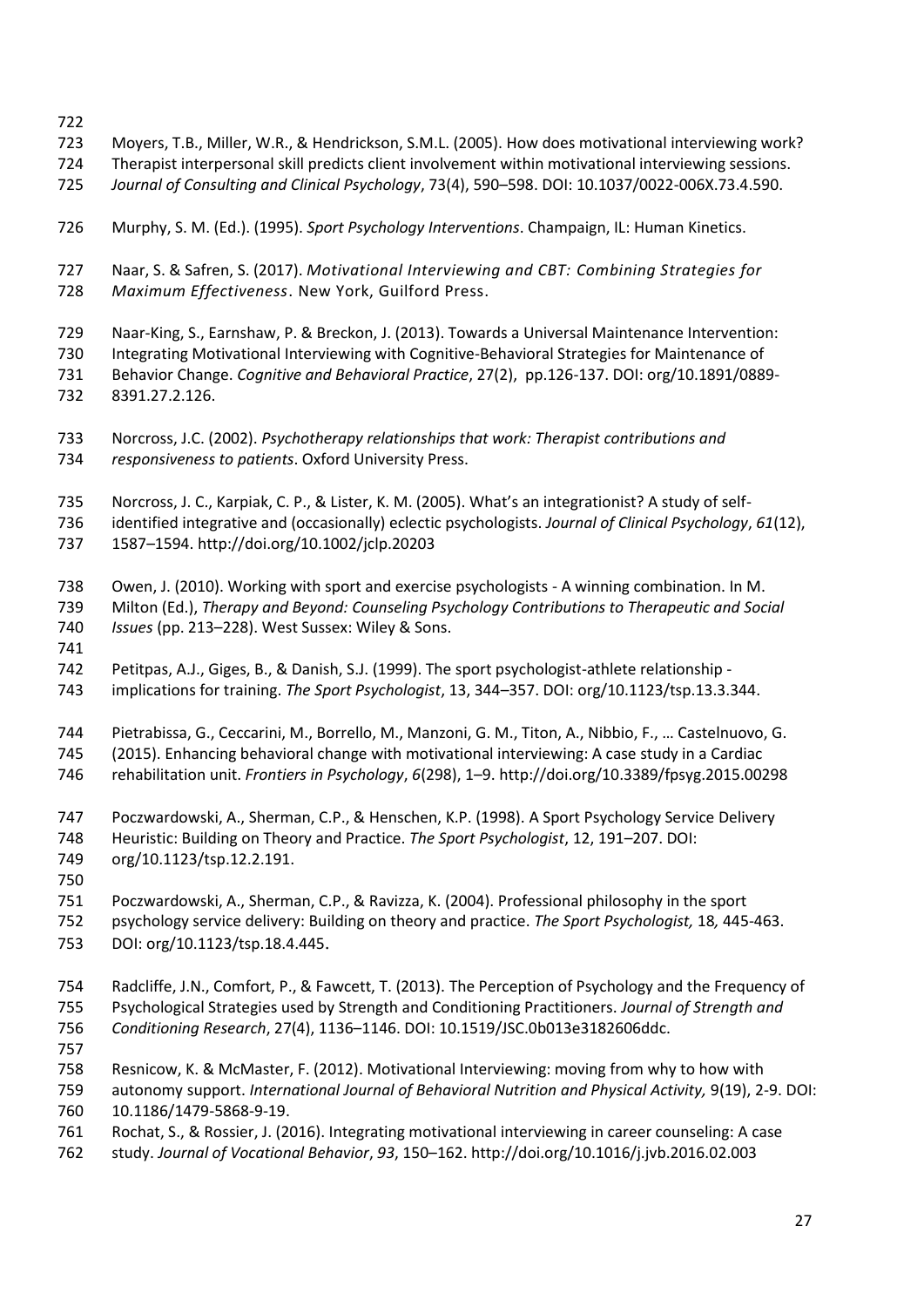Moyers, T.B., Miller, W.R., & Hendrickson, S.M.L. (2005). How does motivational interviewing work? Therapist interpersonal skill predicts client involvement within motivational interviewing sessions. *Journal of Consulting and Clinical Psychology*, 73(4), 590–598. DOI: 10.1037/0022-006X.73.4.590.

Murphy, S. M. (Ed.). (1995). *Sport Psychology Interventions*. Champaign, IL: Human Kinetics.

Naar, S. & Safren, S. (2017). *Motivational Interviewing and CBT: Combining Strategies for Maximum Effectiveness*. New York, Guilford Press.

Naar-King, S., Earnshaw, P. & Breckon, J. (2013). Towards a Universal Maintenance Intervention: Integrating Motivational Interviewing with Cognitive-Behavioral Strategies for Maintenance of Behavior Change. *Cognitive and Behavioral Practice*, 27(2), pp.126-137. DOI: org/10.1891/0889-8391.27.2.126.

Norcross, J.C. (2002). *Psychotherapy relationships that work: Therapist contributions and responsiveness to patients*. Oxford University Press.

Norcross, J. C., Karpiak, C. P., & Lister, K. M. (2005). What's an integrationist? A study of self-identified integrative and (occasionally) eclectic psychologists. *Journal of Clinical Psychology*, *61*(12), 1587–1594. http://doi.org/10.1002/jclp.20203

Owen, J. (2010). Working with sport and exercise psychologists - A winning combination. In M. Milton (Ed.), *Therapy and Beyond: Counseling Psychology Contributions to Therapeutic and Social Issues* (pp. 213–228). West Sussex: Wiley & Sons.

Petitpas, A.J., Giges, B., & Danish, S.J. (1999). The sport psychologist-athlete relationship - implications for training. *The Sport Psychologist*, 13, 344–357. DOI: org/10.1123/tsp.13.3.344.

Pietrabissa, G., Ceccarini, M., Borrello, M., Manzoni, G. M., Titon, A., Nibbio, F., … Castelnuovo, G. (2015). Enhancing behavioral change with motivational interviewing: A case study in a Cardiac rehabilitation unit. *Frontiers in Psychology*, *6*(298), 1–9. http://doi.org/10.3389/fpsyg.2015.00298

Poczwardowski, A., Sherman, C.P., & Henschen, K.P. (1998). A Sport Psychology Service Delivery Heuristic: Building on Theory and Practice. *The Sport Psychologist*, 12, 191–207. DOI: org/10.1123/tsp.12.2.191.

Poczwardowski, A., Sherman, C.P., & Ravizza, K. (2004). Professional philosophy in the sport psychology service delivery: Building on theory and practice. *The Sport Psychologist,* 18*,* 445-463. DOI: org/10.1123/tsp.18.4.445.

Radcliffe, J.N., Comfort, P., & Fawcett, T. (2013). The Perception of Psychology and the Frequency of Psychological Strategies used by Strength and Conditioning Practitioners. *Journal of Strength and Conditioning Research*, 27(4), 1136–1146. DOI: 10.1519/JSC.0b013e3182606ddc.

Resnicow, K. & McMaster, F. (2012). Motivational Interviewing: moving from why to how with autonomy support. *International Journal of Behavioral Nutrition and Physical Activity,* 9(19), 2-9. DOI: 10.1186/1479-5868-9-19.

Rochat, S., & Rossier, J. (2016). Integrating motivational interviewing in career counseling: A case study. *Journal of Vocational Behavior*, *93*, 150–162. http://doi.org/10.1016/j.jvb.2016.02.003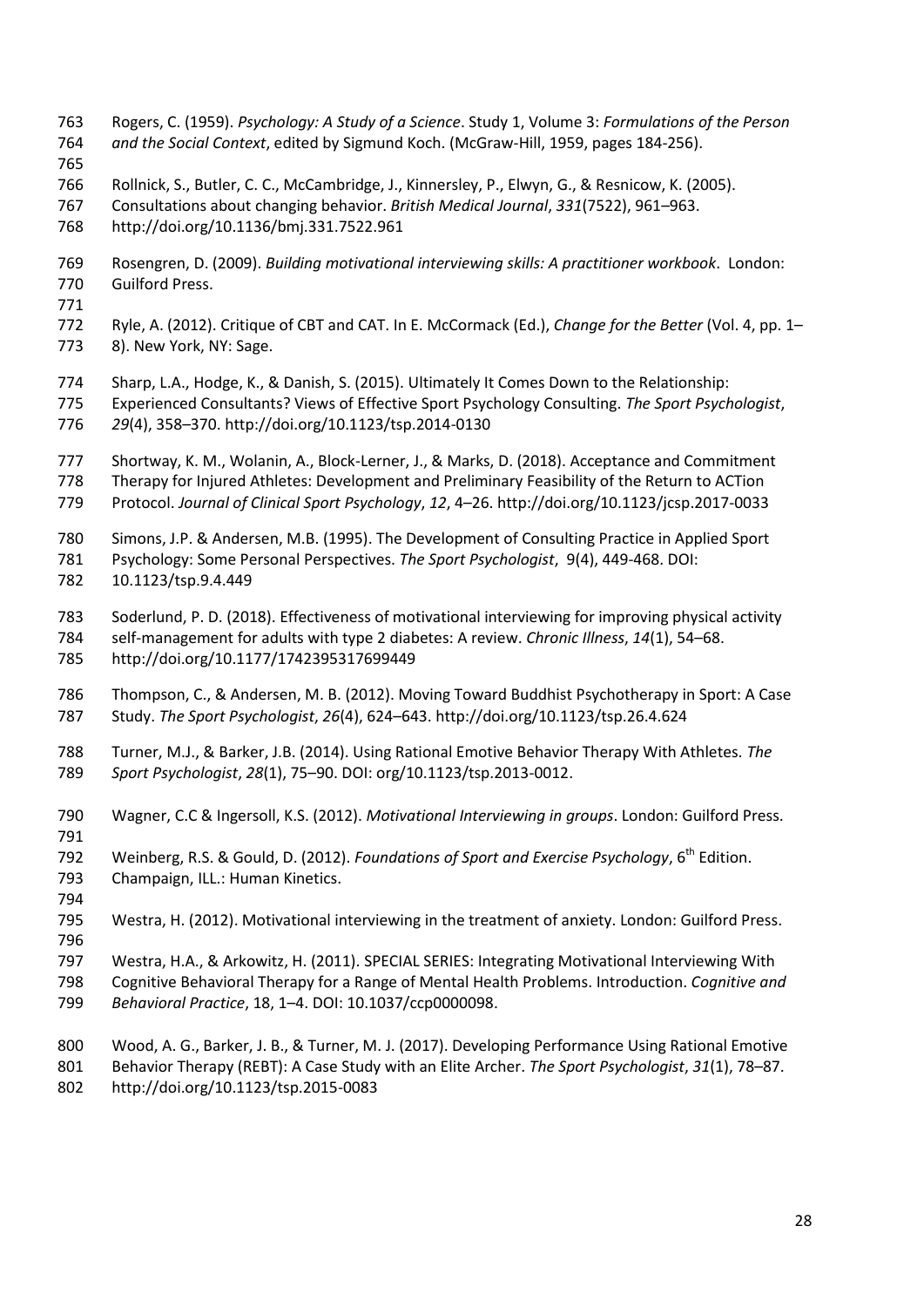Rogers, C. (1959). *Psychology: A Study of a Science*. Study 1, Volume 3: *Formulations of the Person and the Social Context*, edited by Sigmund Koch. (McGraw-Hill, 1959, pages 184-256).

Rollnick, S., Butler, C. C., McCambridge, J., Kinnersley, P., Elwyn, G., & Resnicow, K. (2005). Consultations about changing behavior. *British Medical Journal*, *331*(7522), 961–963. http://doi.org/10.1136/bmj.331.7522.961

Rosengren, D. (2009). *Building motivational interviewing skills: A practitioner workbook*. London: Guilford Press.

Ryle, A. (2012). Critique of CBT and CAT. In E. McCormack (Ed.), *Change for the Better* (Vol. 4, pp. 1–8). New York, NY: Sage.

Sharp, L.A., Hodge, K., & Danish, S. (2015). Ultimately It Comes Down to the Relationship: Experienced Consultants? Views of Effective Sport Psychology Consulting. *The Sport Psychologist*, *29*(4), 358–370. http://doi.org/10.1123/tsp.2014-0130

Shortway, K. M., Wolanin, A., Block-Lerner, J., & Marks, D. (2018). Acceptance and Commitment Therapy for Injured Athletes: Development and Preliminary Feasibility of the Return to ACTion Protocol. *Journal of Clinical Sport Psychology*, *12*, 4–26. http://doi.org/10.1123/jcsp.2017-0033

Simons, J.P. & Andersen, M.B. (1995). The Development of Consulting Practice in Applied Sport Psychology: Some Personal Perspectives. *The Sport Psychologist*, 9(4), 449-468. DOI: 10.1123/tsp.9.4.449

Soderlund, P. D. (2018). Effectiveness of motivational interviewing for improving physical activity self-management for adults with type 2 diabetes: A review. *Chronic Illness*, *14*(1), 54–68. http://doi.org/10.1177/1742395317699449

Thompson, C., & Andersen, M. B. (2012). Moving Toward Buddhist Psychotherapy in Sport: A Case Study. *The Sport Psychologist*, *26*(4), 624–643. http://doi.org/10.1123/tsp.26.4.624

Turner, M.J., Barker, J.B. (2014). Using Rational Emotive Behavior Therapy With Athletes. *The Sport Psychologist*, *28*(1), 75–90. DOI: org/10.1123/tsp.2013-0012.

Wagner, C.C & Ingersoll, K.S. (2012). *Motivational Interviewing in groups*. London: Guilford Press.

Weinberg, R.S. & Gould, D. (2012). *Foundations of Sport and Exercise Psychology*, 6th Edition. Champaign, ILL.: Human Kinetics.

Westra, H. (2012). Motivational interviewing in the treatment of anxiety. London: Guilford Press.

Westra, H.A., & Arkowitz, H. (2011). SPECIAL SERIES: Integrating Motivational Interviewing With Cognitive Behavioral Therapy for a Range of Mental Health Problems. Introduction. *Cognitive and Behavioral Practice*, 18, 1–4. DOI: 10.1037/ccp0000098.

Wood, A. G., Barker, J. B., & Turner, M. J. (2017). Developing Performance Using Rational Emotive Behavior Therapy (REBT): A Case Study with an Elite Archer. *The Sport Psychologist*, *31*(1), 78–87. http://doi.org/10.1123/tsp.2015-0083